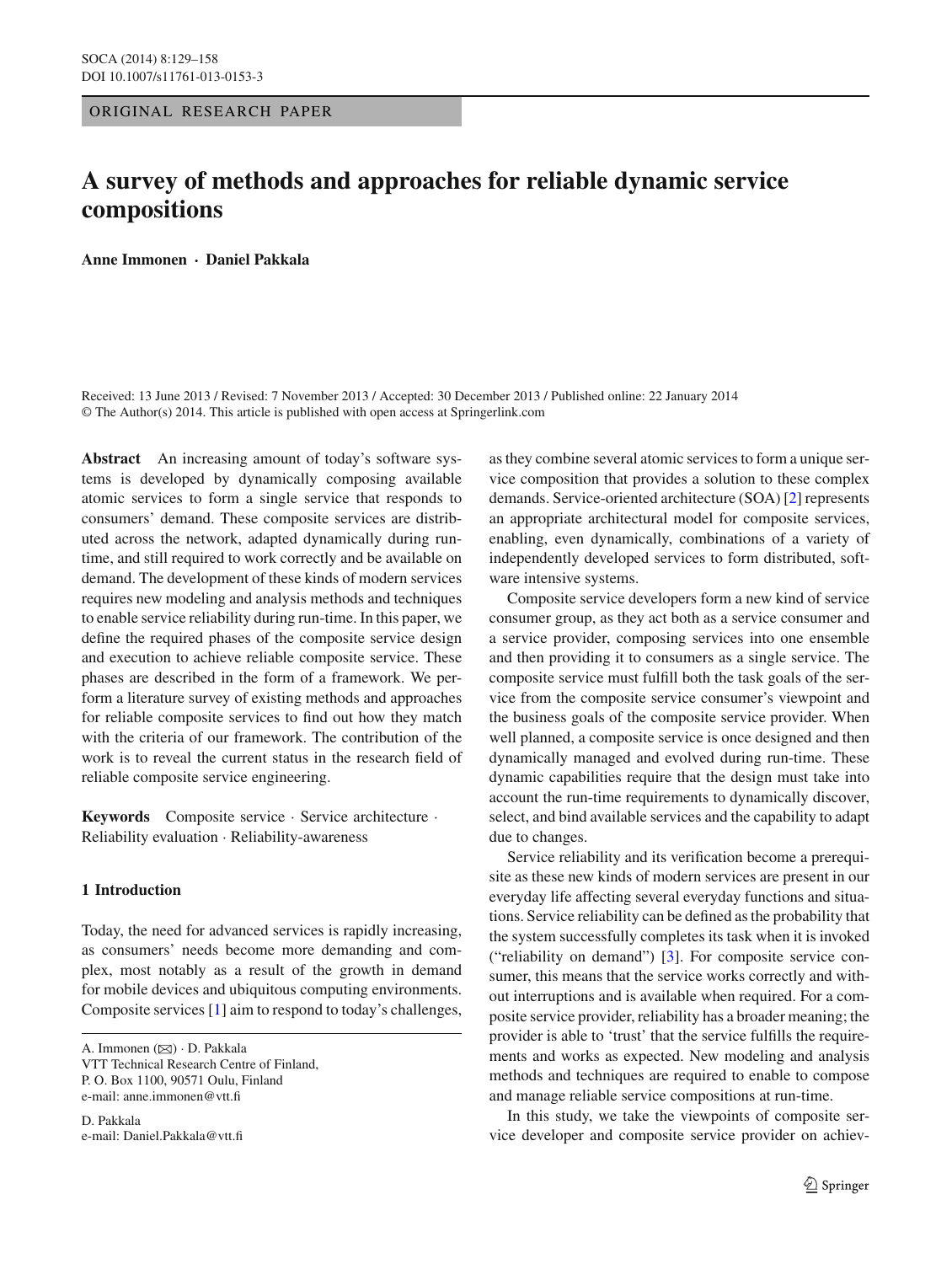ORIGINAL RESEARCH PAPER

# A survey of methods and approaches for reliable dynamic service compositions

**Anne Immonen · Daniel Pakkala**

Received: 13 June 2013 / Revised: 7 November 2013 / Accepted: 30 December 2013 / Published online: 22 January 2014
© The Author(s) 2014. This article is published with open access at Springerlink.com

**Abstract** An increasing amount of today's software systems is developed by dynamically composing available atomic services to form a single service that responds to consumers' demand. These composite services are distributed across the network, adapted dynamically during run-time, and still required to work correctly and be available on demand. The development of these kinds of modern services requires new modeling and analysis methods and techniques to enable service reliability during run-time. In this paper, we define the required phases of the composite service design and execution to achieve reliable composite service. These phases are described in the form of a framework. We perform a literature survey of existing methods and approaches for reliable composite services to find out how they match with the criteria of our framework. The contribution of the work is to reveal the current status in the research field of reliable composite service engineering.

**Keywords** Composite service · Service architecture · Reliability evaluation · Reliability-awareness

## 1 Introduction

Today, the need for advanced services is rapidly increasing, as consumers' needs become more demanding and complex, most notably as a result of the growth in demand for mobile devices and ubiquitous computing environments. Composite services [1] aim to respond to today's challenges, as they combine several atomic services to form a unique service composition that provides a solution to these complex demands. Service-oriented architecture (SOA) [2] represents an appropriate architectural model for composite services, enabling, even dynamically, combinations of a variety of independently developed services to form distributed, software intensive systems.

Composite service developers form a new kind of service consumer group, as they act both as a service consumer and a service provider, composing services into one ensemble and then providing it to consumers as a single service. The composite service must fulfill both the task goals of the service from the composite service consumer's viewpoint and the business goals of the composite service provider. When well planned, a composite service is once designed and then dynamically managed and evolved during run-time. These dynamic capabilities require that the design must take into account the run-time requirements to dynamically discover, select, and bind available services and the capability to adapt due to changes.

Service reliability and its verification become a prerequisite as these new kinds of modern services are present in our everyday life affecting several everyday functions and situations. Service reliability can be defined as the probability that the system successfully completes its task when it is invoked ("reliability on demand") [3]. For composite service consumer, this means that the service works correctly and without interruptions and is available when required. For a composite service provider, reliability has a broader meaning; the provider is able to 'trust' that the service fulfills the requirements and works as expected. New modeling and analysis methods and techniques are required to enable to compose and manage reliable service compositions at run-time.

In this study, we take the viewpoints of composite service developer and composite service provider on achiev-

A. Immonen (✉) · D. Pakkala
VTT Technical Research Centre of Finland,
P. O. Box 1100, 90571 Oulu, Finland
e-mail: anne.immonen@vtt.fi

D. Pakkala
e-mail: Daniel.Pakkala@vtt.fi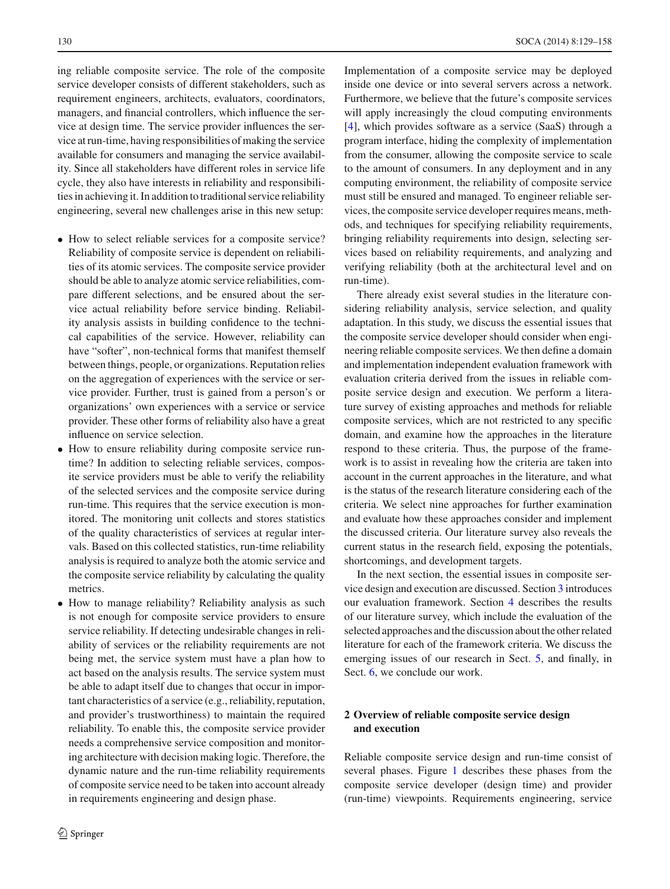ing reliable composite service. The role of the composite service developer consists of different stakeholders, such as requirement engineers, architects, evaluators, coordinators, managers, and financial controllers, which influence the service at design time. The service provider influences the service at run-time, having responsibilities of making the service available for consumers and managing the service availability. Since all stakeholders have different roles in service life cycle, they also have interests in reliability and responsibilities in achieving it. In addition to traditional service reliability engineering, several new challenges arise in this new setup:

- How to select reliable services for a composite service? Reliability of composite service is dependent on reliabilities of its atomic services. The composite service provider should be able to analyze atomic service reliabilities, compare different selections, and be ensured about the service actual reliability before service binding. Reliability analysis assists in building confidence to the technical capabilities of the service. However, reliability can have "softer", non-technical forms that manifest themself between things, people, or organizations. Reputation relies on the aggregation of experiences with the service or service provider. Further, trust is gained from a person's or organizations' own experiences with a service or service provider. These other forms of reliability also have a great influence on service selection.
- How to ensure reliability during composite service run-time? In addition to selecting reliable services, composite service providers must be able to verify the reliability of the selected services and the composite service during run-time. This requires that the service execution is monitored. The monitoring unit collects and stores statistics of the quality characteristics of services at regular intervals. Based on this collected statistics, run-time reliability analysis is required to analyze both the atomic service and the composite service reliability by calculating the quality metrics.
- How to manage reliability? Reliability analysis as such is not enough for composite service providers to ensure service reliability. If detecting undesirable changes in reliability of services or the reliability requirements are not being met, the service system must have a plan how to act based on the analysis results. The service system must be able to adapt itself due to changes that occur in important characteristics of a service (e.g., reliability, reputation, and provider's trustworthiness) to maintain the required reliability. To enable this, the composite service provider needs a comprehensive service composition and monitoring architecture with decision making logic. Therefore, the dynamic nature and the run-time reliability requirements of composite service need to be taken into account already in requirements engineering and design phase.

Implementation of a composite service may be deployed inside one device or into several servers across a network. Furthermore, we believe that the future's composite services will apply increasingly the cloud computing environments [4], which provides software as a service (SaaS) through a program interface, hiding the complexity of implementation from the consumer, allowing the composite service to scale to the amount of consumers. In any deployment and in any computing environment, the reliability of composite service must still be ensured and managed. To engineer reliable services, the composite service developer requires means, methods, and techniques for specifying reliability requirements, bringing reliability requirements into design, selecting services based on reliability requirements, and analyzing and verifying reliability (both at the architectural level and on run-time).

There already exist several studies in the literature considering reliability analysis, service selection, and quality adaptation. In this study, we discuss the essential issues that the composite service developer should consider when engineering reliable composite services. We then define a domain and implementation independent evaluation framework with evaluation criteria derived from the issues in reliable composite service design and execution. We perform a literature survey of existing approaches and methods for reliable composite services, which are not restricted to any specific domain, and examine how the approaches in the literature respond to these criteria. Thus, the purpose of the framework is to assist in revealing how the criteria are taken into account in the current approaches in the literature, and what is the status of the research literature considering each of the criteria. We select nine approaches for further examination and evaluate how these approaches consider and implement the discussed criteria. Our literature survey also reveals the current status in the research field, exposing the potentials, shortcomings, and development targets.

In the next section, the essential issues in composite service design and execution are discussed. Section 3 introduces our evaluation framework. Section 4 describes the results of our literature survey, which include the evaluation of the selected approaches and the discussion about the other related literature for each of the framework criteria. We discuss the emerging issues of our research in Sect. 5, and finally, in Sect. 6, we conclude our work.

## 2 Overview of reliable composite service design and execution

Reliable composite service design and run-time consist of several phases. Figure 1 describes these phases from the composite service developer (design time) and provider (run-time) viewpoints. Requirements engineering, service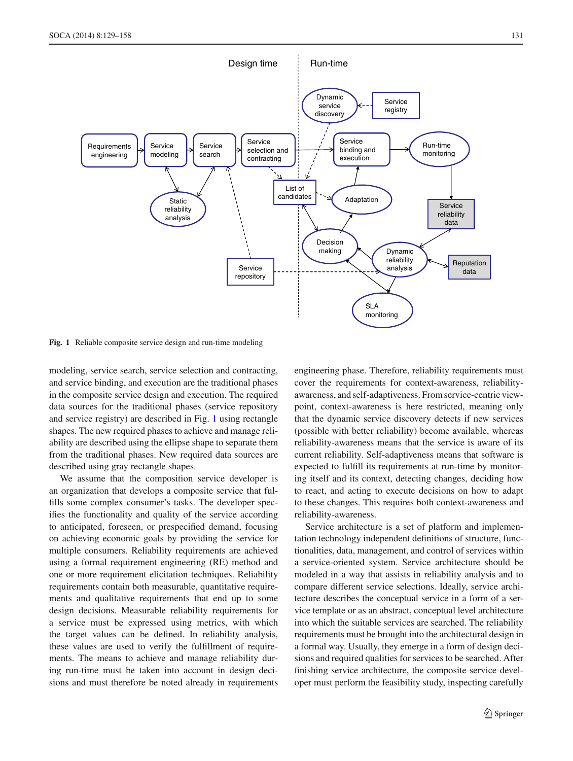Fig. 1 Reliable composite service design and run-time modeling

modeling, service search, service selection and contracting, and service binding, and execution are the traditional phases in the composite service design and execution. The required data sources for the traditional phases (service repository and service registry) are described in Fig. 1 using rectangle shapes. The new required phases to achieve and manage reliability are described using the ellipse shape to separate them from the traditional phases. New required data sources are described using gray rectangle shapes.

We assume that the composition service developer is an organization that develops a composite service that fulfills some complex consumer's tasks. The developer specifies the functionality and quality of the service according to anticipated, foreseen, or prespecified demand, focusing on achieving economic goals by providing the service for multiple consumers. Reliability requirements are achieved using a formal requirement engineering (RE) method and one or more requirement elicitation techniques. Reliability requirements contain both measurable, quantitative requirements and qualitative requirements that end up to some design decisions. Measurable reliability requirements for a service must be expressed using metrics, with which the target values can be defined. In reliability analysis, these values are used to verify the fulfillment of requirements. The means to achieve and manage reliability during run-time must be taken into account in design decisions and must therefore be noted already in requirements engineering phase. Therefore, reliability requirements must cover the requirements for context-awareness, reliability-awareness, and self-adaptiveness. From service-centric viewpoint, context-awareness is here restricted, meaning only that the dynamic service discovery detects if new services (possible with better reliability) become available, whereas reliability-awareness means that the service is aware of its current reliability. Self-adaptiveness means that software is expected to fulfill its requirements at run-time by monitoring itself and its context, detecting changes, deciding how to react, and acting to execute decisions on how to adapt to these changes. This requires both context-awareness and reliability-awareness.

Service architecture is a set of platform and implementation technology independent definitions of structure, functionalities, data, management, and control of services within a service-oriented system. Service architecture should be modeled in a way that assists in reliability analysis and to compare different service selections. Ideally, service architecture describes the conceptual service in a form of a service template or as an abstract, conceptual level architecture into which the suitable services are searched. The reliability requirements must be brought into the architectural design in a formal way. Usually, they emerge in a form of design decisions and required qualities for services to be searched. After finishing service architecture, the composite service developer must perform the feasibility study, inspecting carefully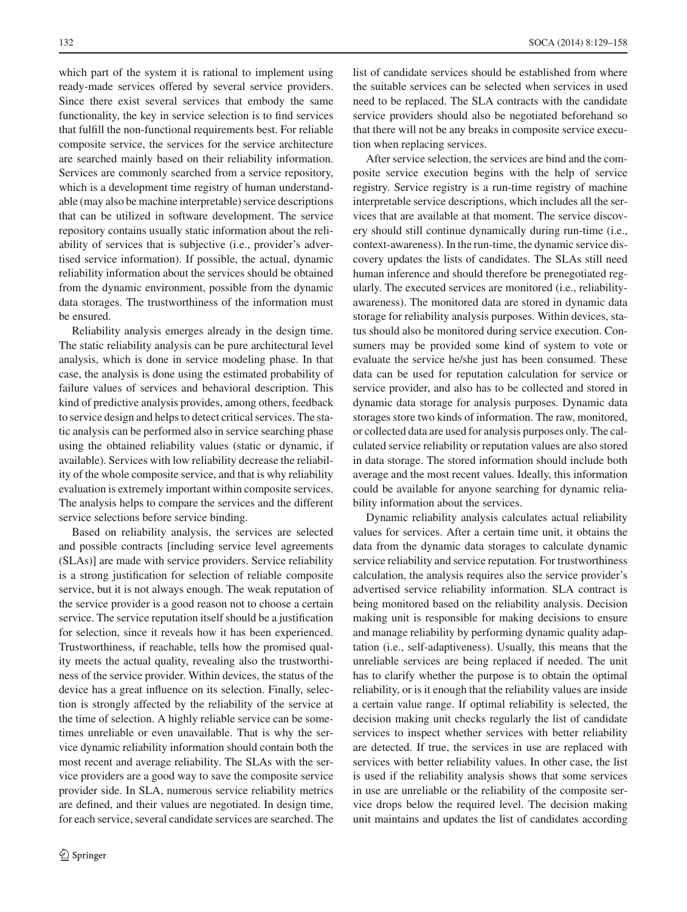which part of the system it is rational to implement using ready-made services offered by several service providers. Since there exist several services that embody the same functionality, the key in service selection is to find services that fulfill the non-functional requirements best. For reliable composite service, the services for the service architecture are searched mainly based on their reliability information. Services are commonly searched from a service repository, which is a development time registry of human understandable (may also be machine interpretable) service descriptions that can be utilized in software development. The service repository contains usually static information about the reliability of services that is subjective (i.e., provider's advertised service information). If possible, the actual, dynamic reliability information about the services should be obtained from the dynamic environment, possible from the dynamic data storages. The trustworthiness of the information must be ensured.

Reliability analysis emerges already in the design time. The static reliability analysis can be pure architectural level analysis, which is done in service modeling phase. In that case, the analysis is done using the estimated probability of failure values of services and behavioral description. This kind of predictive analysis provides, among others, feedback to service design and helps to detect critical services. The static analysis can be performed also in service searching phase using the obtained reliability values (static or dynamic, if available). Services with low reliability decrease the reliability of the whole composite service, and that is why reliability evaluation is extremely important within composite services. The analysis helps to compare the services and the different service selections before service binding.

Based on reliability analysis, the services are selected and possible contracts [including service level agreements (SLAs)] are made with service providers. Service reliability is a strong justification for selection of reliable composite service, but it is not always enough. The weak reputation of the service provider is a good reason not to choose a certain service. The service reputation itself should be a justification for selection, since it reveals how it has been experienced. Trustworthiness, if reachable, tells how the promised quality meets the actual quality, revealing also the trustworthiness of the service provider. Within devices, the status of the device has a great influence on its selection. Finally, selection is strongly affected by the reliability of the service at the time of selection. A highly reliable service can be sometimes unreliable or even unavailable. That is why the service dynamic reliability information should contain both the most recent and average reliability. The SLAs with the service providers are a good way to save the composite service provider side. In SLA, numerous service reliability metrics are defined, and their values are negotiated. In design time, for each service, several candidate services are searched. The list of candidate services should be established from where the suitable services can be selected when services in used need to be replaced. The SLA contracts with the candidate service providers should also be negotiated beforehand so that there will not be any breaks in composite service execution when replacing services.

After service selection, the services are bind and the composite service execution begins with the help of service registry. Service registry is a run-time registry of machine interpretable service descriptions, which includes all the services that are available at that moment. The service discovery should still continue dynamically during run-time (i.e., context-awareness). In the run-time, the dynamic service discovery updates the lists of candidates. The SLAs still need human inference and should therefore be prenegotiated regularly. The executed services are monitored (i.e., reliability-awareness). The monitored data are stored in dynamic data storage for reliability analysis purposes. Within devices, status should also be monitored during service execution. Consumers may be provided some kind of system to vote or evaluate the service he/she just has been consumed. These data can be used for reputation calculation for service or service provider, and also has to be collected and stored in dynamic data storage for analysis purposes. Dynamic data storages store two kinds of information. The raw, monitored, or collected data are used for analysis purposes only. The calculated service reliability or reputation values are also stored in data storage. The stored information should include both average and the most recent values. Ideally, this information could be available for anyone searching for dynamic reliability information about the services.

Dynamic reliability analysis calculates actual reliability values for services. After a certain time unit, it obtains the data from the dynamic data storages to calculate dynamic service reliability and service reputation. For trustworthiness calculation, the analysis requires also the service provider's advertised service reliability information. SLA contract is being monitored based on the reliability analysis. Decision making unit is responsible for making decisions to ensure and manage reliability by performing dynamic quality adaptation (i.e., self-adaptiveness). Usually, this means that the unreliable services are being replaced if needed. The unit has to clarify whether the purpose is to obtain the optimal reliability, or is it enough that the reliability values are inside a certain value range. If optimal reliability is selected, the decision making unit checks regularly the list of candidate services to inspect whether services with better reliability are detected. If true, the services in use are replaced with services with better reliability values. In other case, the list is used if the reliability analysis shows that some services in use are unreliable or the reliability of the composite service drops below the required level. The decision making unit maintains and updates the list of candidates according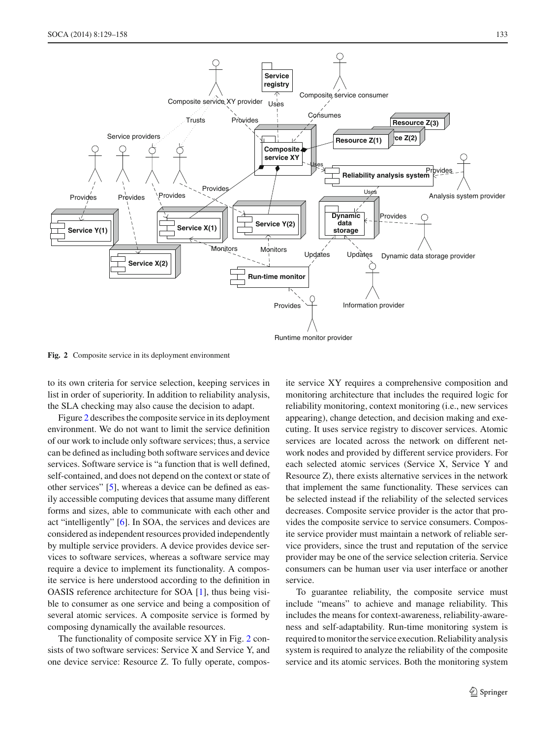Fig. 2 Composite service in its deployment environment

to its own criteria for service selection, keeping services in list in order of superiority. In addition to reliability analysis, the SLA checking may also cause the decision to adapt.

Figure 2 describes the composite service in its deployment environment. We do not want to limit the service definition of our work to include only software services; thus, a service can be defined as including both software services and device services. Software service is "a function that is well defined, self-contained, and does not depend on the context or state of other services" [5], whereas a device can be defined as easily accessible computing devices that assume many different forms and sizes, able to communicate with each other and act "intelligently" [6]. In SOA, the services and devices are considered as independent resources provided independently by multiple service providers. A device provides device services to software services, whereas a software service may require a device to implement its functionality. A composite service is here understood according to the definition in OASIS reference architecture for SOA [1], thus being visible to consumer as one service and being a composition of several atomic services. A composite service is formed by composing dynamically the available resources.

The functionality of composite service XY in Fig. 2 consists of two software services: Service X and Service Y, and one device service: Resource Z. To fully operate, composite service XY requires a comprehensive composition and monitoring architecture that includes the required logic for reliability monitoring, context monitoring (i.e., new services appearing), change detection, and decision making and executing. It uses service registry to discover services. Atomic services are located across the network on different network nodes and provided by different service providers. For each selected atomic services (Service X, Service Y and Resource Z), there exists alternative services in the network that implement the same functionality. These services can be selected instead if the reliability of the selected services decreases. Composite service provider is the actor that provides the composite service to service consumers. Composite service provider must maintain a network of reliable service providers, since the trust and reputation of the service provider may be one of the service selection criteria. Service consumers can be human user via user interface or another service.

To guarantee reliability, the composite service must include "means" to achieve and manage reliability. This includes the means for context-awareness, reliability-awareness and self-adaptability. Run-time monitoring system is required to monitor the service execution. Reliability analysis system is required to analyze the reliability of the composite service and its atomic services. Both the monitoring system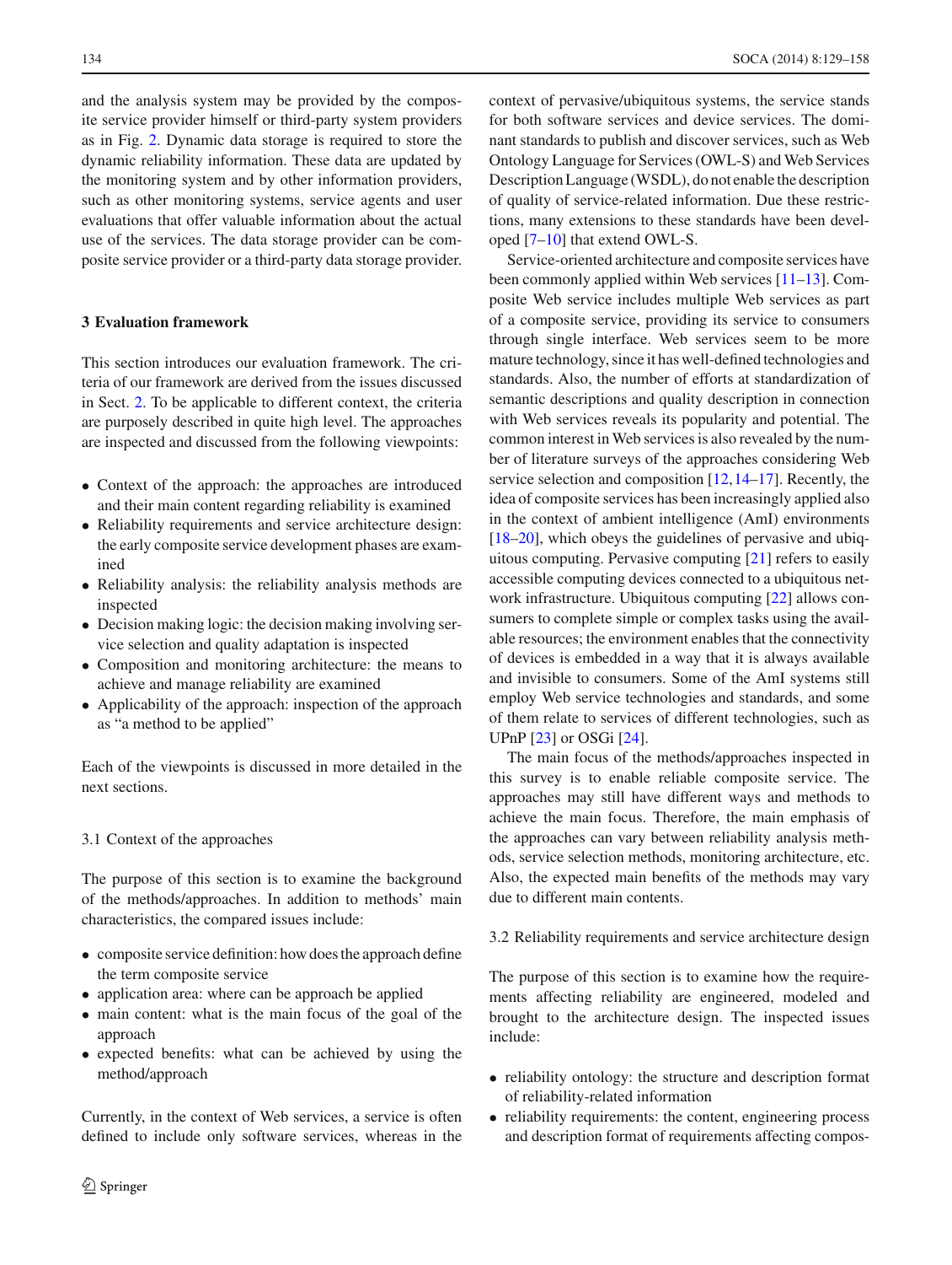and the analysis system may be provided by the composite service provider himself or third-party system providers as in Fig. 2. Dynamic data storage is required to store the dynamic reliability information. These data are updated by the monitoring system and by other information providers, such as other monitoring systems, service agents and user evaluations that offer valuable information about the actual use of the services. The data storage provider can be composite service provider or a third-party data storage provider.

## 3 Evaluation framework

This section introduces our evaluation framework. The criteria of our framework are derived from the issues discussed in Sect. 2. To be applicable to different context, the criteria are purposely described in quite high level. The approaches are inspected and discussed from the following viewpoints:

- Context of the approach: the approaches are introduced and their main content regarding reliability is examined
- Reliability requirements and service architecture design: the early composite service development phases are examined
- Reliability analysis: the reliability analysis methods are inspected
- Decision making logic: the decision making involving service selection and quality adaptation is inspected
- Composition and monitoring architecture: the means to achieve and manage reliability are examined
- Applicability of the approach: inspection of the approach as "a method to be applied"

Each of the viewpoints is discussed in more detailed in the next sections.

### 3.1 Context of the approaches

The purpose of this section is to examine the background of the methods/approaches. In addition to methods' main characteristics, the compared issues include:

- composite service definition: how does the approach define the term composite service
- application area: where can be approach be applied
- main content: what is the main focus of the goal of the approach
- expected benefits: what can be achieved by using the method/approach

Currently, in the context of Web services, a service is often defined to include only software services, whereas in the context of pervasive/ubiquitous systems, the service stands for both software services and device services. The dominant standards to publish and discover services, such as Web Ontology Language for Services (OWL-S) and Web Services Description Language (WSDL), do not enable the description of quality of service-related information. Due these restrictions, many extensions to these standards have been developed [7–10] that extend OWL-S.

Service-oriented architecture and composite services have been commonly applied within Web services [11–13]. Composite Web service includes multiple Web services as part of a composite service, providing its service to consumers through single interface. Web services seem to be more mature technology, since it has well-defined technologies and standards. Also, the number of efforts at standardization of semantic descriptions and quality description in connection with Web services reveals its popularity and potential. The common interest in Web services is also revealed by the number of literature surveys of the approaches considering Web service selection and composition [12,14–17]. Recently, the idea of composite services has been increasingly applied also in the context of ambient intelligence (AmI) environments [18–20], which obeys the guidelines of pervasive and ubiquitous computing. Pervasive computing [21] refers to easily accessible computing devices connected to a ubiquitous network infrastructure. Ubiquitous computing [22] allows consumers to complete simple or complex tasks using the available resources; the environment enables that the connectivity of devices is embedded in a way that it is always available and invisible to consumers. Some of the AmI systems still employ Web service technologies and standards, and some of them relate to services of different technologies, such as UPnP [23] or OSGi [24].

The main focus of the methods/approaches inspected in this survey is to enable reliable composite service. The approaches may still have different ways and methods to achieve the main focus. Therefore, the main emphasis of the approaches can vary between reliability analysis methods, service selection methods, monitoring architecture, etc. Also, the expected main benefits of the methods may vary due to different main contents.

### 3.2 Reliability requirements and service architecture design

The purpose of this section is to examine how the requirements affecting reliability are engineered, modeled and brought to the architecture design. The inspected issues include:

- reliability ontology: the structure and description format of reliability-related information
- reliability requirements: the content, engineering process and description format of requirements affecting compos-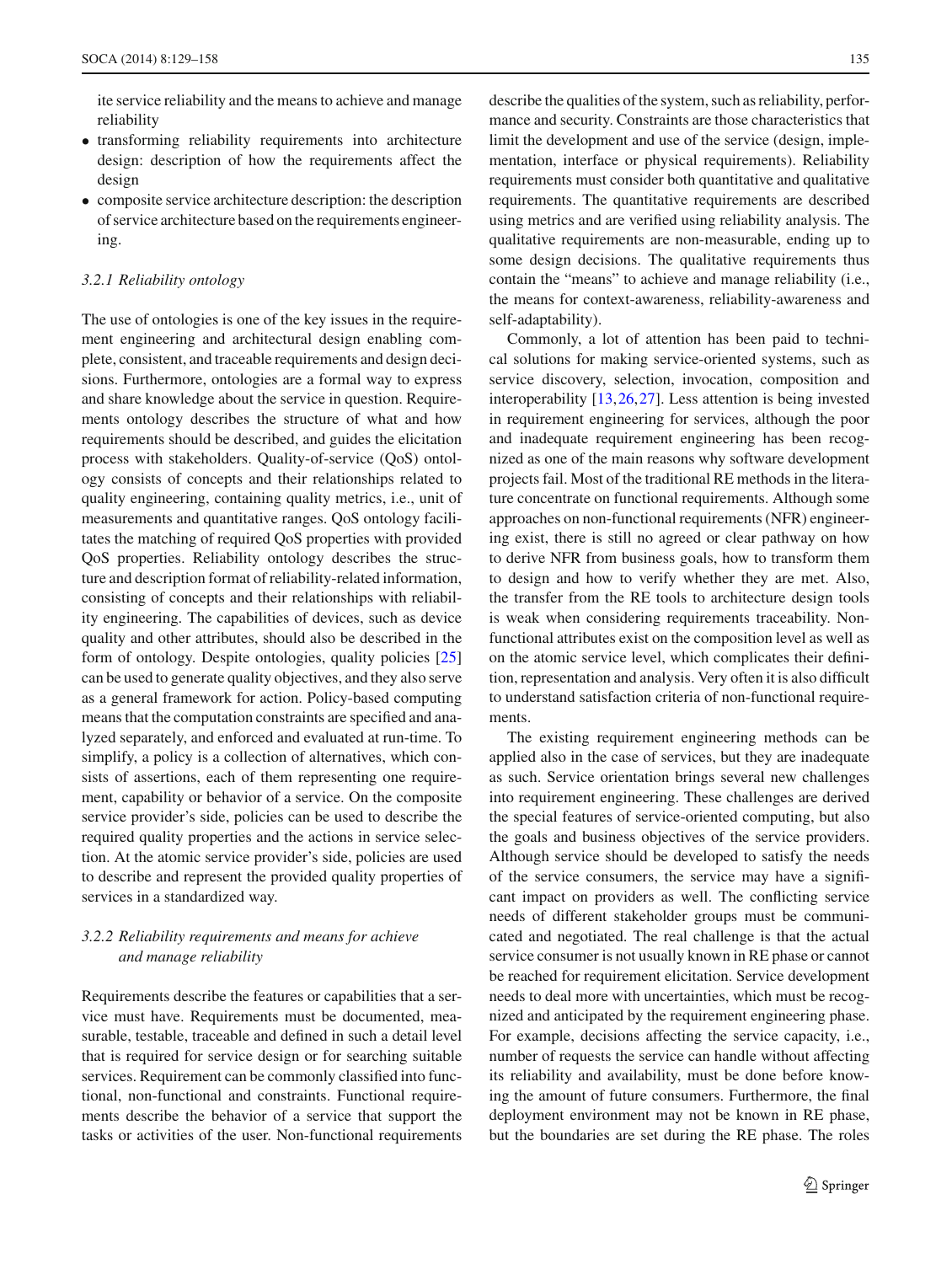ite service reliability and the means to achieve and manage reliability

- transforming reliability requirements into architecture design: description of how the requirements affect the design
- composite service architecture description: the description of service architecture based on the requirements engineering.

#### 3.2.1 Reliability ontology

The use of ontologies is one of the key issues in the requirement engineering and architectural design enabling complete, consistent, and traceable requirements and design decisions. Furthermore, ontologies are a formal way to express and share knowledge about the service in question. Requirements ontology describes the structure of what and how requirements should be described, and guides the elicitation process with stakeholders. Quality-of-service (QoS) ontology consists of concepts and their relationships related to quality engineering, containing quality metrics, i.e., unit of measurements and quantitative ranges. QoS ontology facilitates the matching of required QoS properties with provided QoS properties. Reliability ontology describes the structure and description format of reliability-related information, consisting of concepts and their relationships with reliability engineering. The capabilities of devices, such as device quality and other attributes, should also be described in the form of ontology. Despite ontologies, quality policies [25] can be used to generate quality objectives, and they also serve as a general framework for action. Policy-based computing means that the computation constraints are specified and analyzed separately, and enforced and evaluated at run-time. To simplify, a policy is a collection of alternatives, which consists of assertions, each of them representing one requirement, capability or behavior of a service. On the composite service provider's side, policies can be used to describe the required quality properties and the actions in service selection. At the atomic service provider's side, policies are used to describe and represent the provided quality properties of services in a standardized way.

#### 3.2.2 Reliability requirements and means for achieve and manage reliability

Requirements describe the features or capabilities that a service must have. Requirements must be documented, measurable, testable, traceable and defined in such a detail level that is required for service design or for searching suitable services. Requirement can be commonly classified into functional, non-functional and constraints. Functional requirements describe the behavior of a service that support the tasks or activities of the user. Non-functional requirements describe the qualities of the system, such as reliability, performance and security. Constraints are those characteristics that limit the development and use of the service (design, implementation, interface or physical requirements). Reliability requirements must consider both quantitative and qualitative requirements. The quantitative requirements are described using metrics and are verified using reliability analysis. The qualitative requirements are non-measurable, ending up to some design decisions. The qualitative requirements thus contain the "means" to achieve and manage reliability (i.e., the means for context-awareness, reliability-awareness and self-adaptability).

Commonly, a lot of attention has been paid to technical solutions for making service-oriented systems, such as service discovery, selection, invocation, composition and interoperability [13,26,27]. Less attention is being invested in requirement engineering for services, although the poor and inadequate requirement engineering has been recognized as one of the main reasons why software development projects fail. Most of the traditional RE methods in the literature concentrate on functional requirements. Although some approaches on non-functional requirements (NFR) engineering exist, there is still no agreed or clear pathway on how to derive NFR from business goals, how to transform them to design and how to verify whether they are met. Also, the transfer from the RE tools to architecture design tools is weak when considering requirements traceability. Non-functional attributes exist on the composition level as well as on the atomic service level, which complicates their definition, representation and analysis. Very often it is also difficult to understand satisfaction criteria of non-functional requirements.

The existing requirement engineering methods can be applied also in the case of services, but they are inadequate as such. Service orientation brings several new challenges into requirement engineering. These challenges are derived the special features of service-oriented computing, but also the goals and business objectives of the service providers. Although service should be developed to satisfy the needs of the service consumers, the service may have a significant impact on providers as well. The conflicting service needs of different stakeholder groups must be communicated and negotiated. The real challenge is that the actual service consumer is not usually known in RE phase or cannot be reached for requirement elicitation. Service development needs to deal more with uncertainties, which must be recognized and anticipated by the requirement engineering phase. For example, decisions affecting the service capacity, i.e., number of requests the service can handle without affecting its reliability and availability, must be done before knowing the amount of future consumers. Furthermore, the final deployment environment may not be known in RE phase, but the boundaries are set during the RE phase. The roles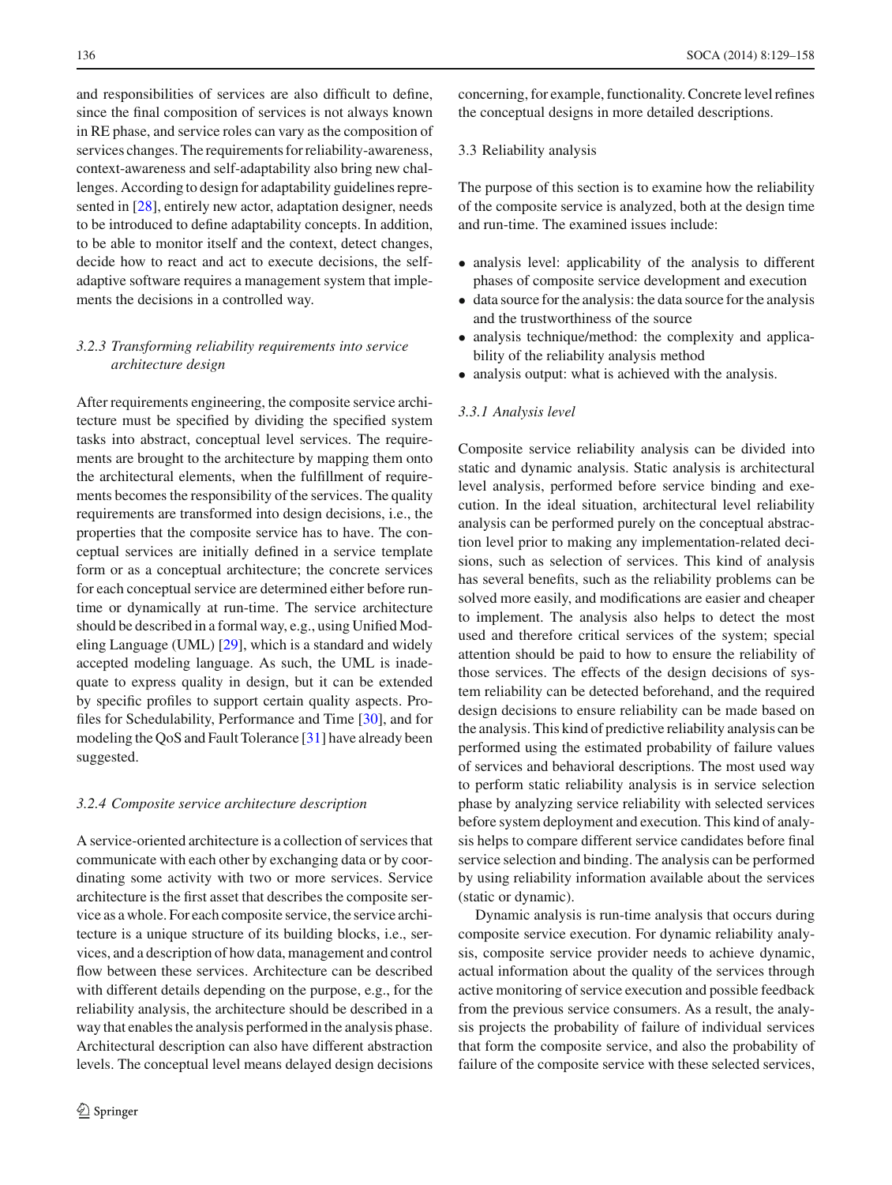and responsibilities of services are also difficult to define, since the final composition of services is not always known in RE phase, and service roles can vary as the composition of services changes. The requirements for reliability-awareness, context-awareness and self-adaptability also bring new challenges. According to design for adaptability guidelines represented in [28], entirely new actor, adaptation designer, needs to be introduced to define adaptability concepts. In addition, to be able to monitor itself and the context, detect changes, decide how to react and act to execute decisions, the self-adaptive software requires a management system that implements the decisions in a controlled way.

#### *3.2.3 Transforming reliability requirements into service architecture design*

After requirements engineering, the composite service architecture must be specified by dividing the specified system tasks into abstract, conceptual level services. The requirements are brought to the architecture by mapping them onto the architectural elements, when the fulfillment of requirements becomes the responsibility of the services. The quality requirements are transformed into design decisions, i.e., the properties that the composite service has to have. The conceptual services are initially defined in a service template form or as a conceptual architecture; the concrete services for each conceptual service are determined either before run-time or dynamically at run-time. The service architecture should be described in a formal way, e.g., using Unified Modeling Language (UML) [29], which is a standard and widely accepted modeling language. As such, the UML is inadequate to express quality in design, but it can be extended by specific profiles to support certain quality aspects. Profiles for Schedulability, Performance and Time [30], and for modeling the QoS and Fault Tolerance [31] have already been suggested.

#### *3.2.4 Composite service architecture description*

A service-oriented architecture is a collection of services that communicate with each other by exchanging data or by coordinating some activity with two or more services. Service architecture is the first asset that describes the composite service as a whole. For each composite service, the service architecture is a unique structure of its building blocks, i.e., services, and a description of how data, management and control flow between these services. Architecture can be described with different details depending on the purpose, e.g., for the reliability analysis, the architecture should be described in a way that enables the analysis performed in the analysis phase. Architectural description can also have different abstraction levels. The conceptual level means delayed design decisions concerning, for example, functionality. Concrete level refines the conceptual designs in more detailed descriptions.

### 3.3 Reliability analysis

The purpose of this section is to examine how the reliability of the composite service is analyzed, both at the design time and run-time. The examined issues include:

- analysis level: applicability of the analysis to different phases of composite service development and execution
- data source for the analysis: the data source for the analysis and the trustworthiness of the source
- analysis technique/method: the complexity and applicability of the reliability analysis method
- analysis output: what is achieved with the analysis.

#### *3.3.1 Analysis level*

Composite service reliability analysis can be divided into static and dynamic analysis. Static analysis is architectural level analysis, performed before service binding and execution. In the ideal situation, architectural level reliability analysis can be performed purely on the conceptual abstraction level prior to making any implementation-related decisions, such as selection of services. This kind of analysis has several benefits, such as the reliability problems can be solved more easily, and modifications are easier and cheaper to implement. The analysis also helps to detect the most used and therefore critical services of the system; special attention should be paid to how to ensure the reliability of those services. The effects of the design decisions of system reliability can be detected beforehand, and the required design decisions to ensure reliability can be made based on the analysis. This kind of predictive reliability analysis can be performed using the estimated probability of failure values of services and behavioral descriptions. The most used way to perform static reliability analysis is in service selection phase by analyzing service reliability with selected services before system deployment and execution. This kind of analysis helps to compare different service candidates before final service selection and binding. The analysis can be performed by using reliability information available about the services (static or dynamic).

Dynamic analysis is run-time analysis that occurs during composite service execution. For dynamic reliability analysis, composite service provider needs to achieve dynamic, actual information about the quality of the services through active monitoring of service execution and possible feedback from the previous service consumers. As a result, the analysis projects the probability of failure of individual services that form the composite service, and also the probability of failure of the composite service with these selected services,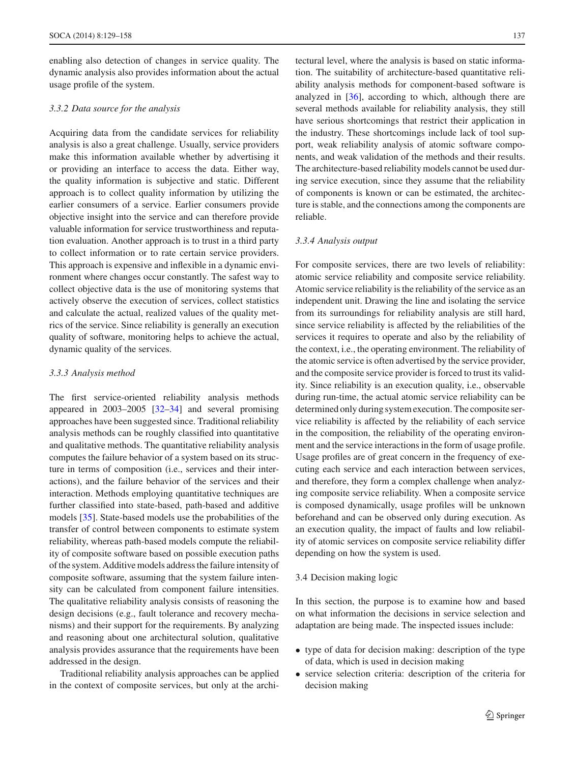enabling also detection of changes in service quality. The dynamic analysis also provides information about the actual usage profile of the system.

#### 3.3.2 Data source for the analysis

Acquiring data from the candidate services for reliability analysis is also a great challenge. Usually, service providers make this information available whether by advertising it or providing an interface to access the data. Either way, the quality information is subjective and static. Different approach is to collect quality information by utilizing the earlier consumers of a service. Earlier consumers provide objective insight into the service and can therefore provide valuable information for service trustworthiness and reputation evaluation. Another approach is to trust in a third party to collect information or to rate certain service providers. This approach is expensive and inflexible in a dynamic environment where changes occur constantly. The safest way to collect objective data is the use of monitoring systems that actively observe the execution of services, collect statistics and calculate the actual, realized values of the quality metrics of the service. Since reliability is generally an execution quality of software, monitoring helps to achieve the actual, dynamic quality of the services.

#### 3.3.3 Analysis method

The first service-oriented reliability analysis methods appeared in 2003–2005 [32–34] and several promising approaches have been suggested since. Traditional reliability analysis methods can be roughly classified into quantitative and qualitative methods. The quantitative reliability analysis computes the failure behavior of a system based on its structure in terms of composition (i.e., services and their interactions), and the failure behavior of the services and their interaction. Methods employing quantitative techniques are further classified into state-based, path-based and additive models [35]. State-based models use the probabilities of the transfer of control between components to estimate system reliability, whereas path-based models compute the reliability of composite software based on possible execution paths of the system. Additive models address the failure intensity of composite software, assuming that the system failure intensity can be calculated from component failure intensities. The qualitative reliability analysis consists of reasoning the design decisions (e.g., fault tolerance and recovery mechanisms) and their support for the requirements. By analyzing and reasoning about one architectural solution, qualitative analysis provides assurance that the requirements have been addressed in the design.

Traditional reliability analysis approaches can be applied in the context of composite services, but only at the architectural level, where the analysis is based on static information. The suitability of architecture-based quantitative reliability analysis methods for component-based software is analyzed in [36], according to which, although there are several methods available for reliability analysis, they still have serious shortcomings that restrict their application in the industry. These shortcomings include lack of tool support, weak reliability analysis of atomic software components, and weak validation of the methods and their results. The architecture-based reliability models cannot be used during service execution, since they assume that the reliability of components is known or can be estimated, the architecture is stable, and the connections among the components are reliable.

#### 3.3.4 Analysis output

For composite services, there are two levels of reliability: atomic service reliability and composite service reliability. Atomic service reliability is the reliability of the service as an independent unit. Drawing the line and isolating the service from its surroundings for reliability analysis are still hard, since service reliability is affected by the reliabilities of the services it requires to operate and also by the reliability of the context, i.e., the operating environment. The reliability of the atomic service is often advertised by the service provider, and the composite service provider is forced to trust its validity. Since reliability is an execution quality, i.e., observable during run-time, the actual atomic service reliability can be determined only during system execution. The composite service reliability is affected by the reliability of each service in the composition, the reliability of the operating environment and the service interactions in the form of usage profile. Usage profiles are of great concern in the frequency of executing each service and each interaction between services, and therefore, they form a complex challenge when analyzing composite service reliability. When a composite service is composed dynamically, usage profiles will be unknown beforehand and can be observed only during execution. As an execution quality, the impact of faults and low reliability of atomic services on composite service reliability differ depending on how the system is used.

### 3.4 Decision making logic

In this section, the purpose is to examine how and based on what information the decisions in service selection and adaptation are being made. The inspected issues include:

- type of data for decision making: description of the type of data, which is used in decision making
- service selection criteria: description of the criteria for decision making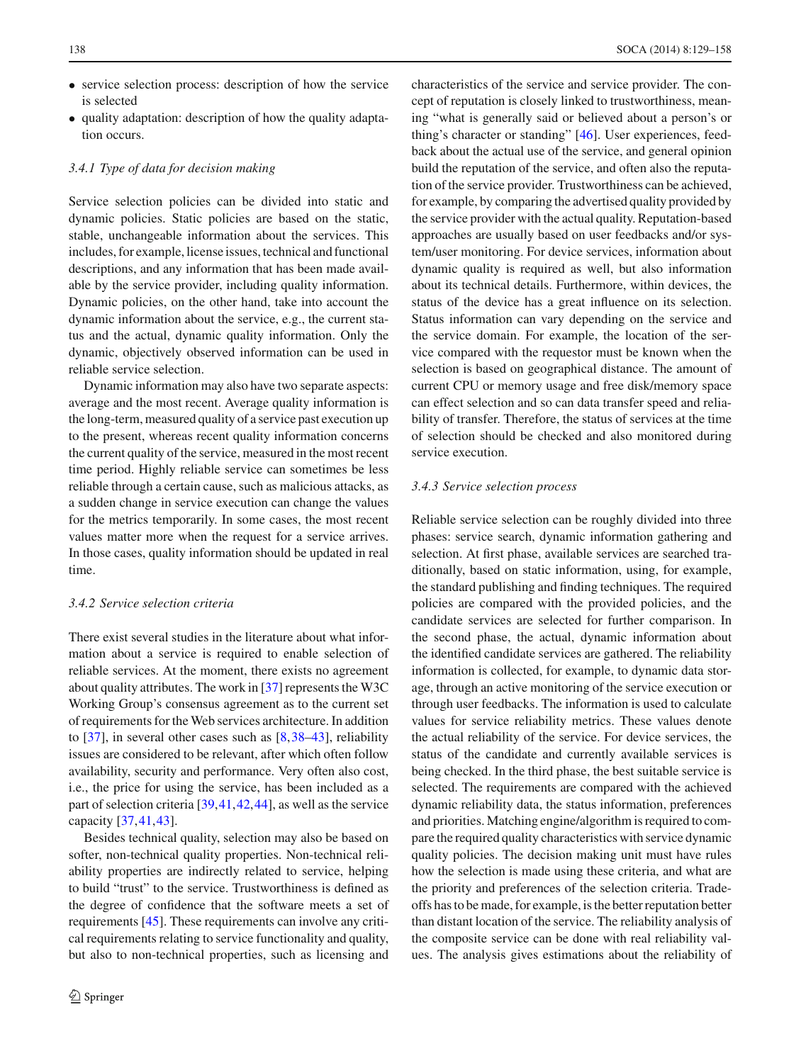- service selection process: description of how the service is selected
- quality adaptation: description of how the quality adaptation occurs.

#### 3.4.1 Type of data for decision making

Service selection policies can be divided into static and dynamic policies. Static policies are based on the static, stable, unchangeable information about the services. This includes, for example, license issues, technical and functional descriptions, and any information that has been made available by the service provider, including quality information. Dynamic policies, on the other hand, take into account the dynamic information about the service, e.g., the current status and the actual, dynamic quality information. Only the dynamic, objectively observed information can be used in reliable service selection.

Dynamic information may also have two separate aspects: average and the most recent. Average quality information is the long-term, measured quality of a service past execution up to the present, whereas recent quality information concerns the current quality of the service, measured in the most recent time period. Highly reliable service can sometimes be less reliable through a certain cause, such as malicious attacks, as a sudden change in service execution can change the values for the metrics temporarily. In some cases, the most recent values matter more when the request for a service arrives. In those cases, quality information should be updated in real time.

#### 3.4.2 Service selection criteria

There exist several studies in the literature about what information about a service is required to enable selection of reliable services. At the moment, there exists no agreement about quality attributes. The work in [37] represents the W3C Working Group's consensus agreement as to the current set of requirements for the Web services architecture. In addition to [37], in several other cases such as [8,38–43], reliability issues are considered to be relevant, after which often follow availability, security and performance. Very often also cost, i.e., the price for using the service, has been included as a part of selection criteria [39,41,42,44], as well as the service capacity [37,41,43].

Besides technical quality, selection may also be based on softer, non-technical quality properties. Non-technical reliability properties are indirectly related to service, helping to build "trust" to the service. Trustworthiness is defined as the degree of confidence that the software meets a set of requirements [45]. These requirements can involve any critical requirements relating to service functionality and quality, but also to non-technical properties, such as licensing and characteristics of the service and service provider. The concept of reputation is closely linked to trustworthiness, meaning "what is generally said or believed about a person's or thing's character or standing" [46]. User experiences, feedback about the actual use of the service, and general opinion build the reputation of the service, and often also the reputation of the service provider. Trustworthiness can be achieved, for example, by comparing the advertised quality provided by the service provider with the actual quality. Reputation-based approaches are usually based on user feedbacks and/or system/user monitoring. For device services, information about dynamic quality is required as well, but also information about its technical details. Furthermore, within devices, the status of the device has a great influence on its selection. Status information can vary depending on the service and the service domain. For example, the location of the service compared with the requestor must be known when the selection is based on geographical distance. The amount of current CPU or memory usage and free disk/memory space can effect selection and so can data transfer speed and reliability of transfer. Therefore, the status of services at the time of selection should be checked and also monitored during service execution.

#### 3.4.3 Service selection process

Reliable service selection can be roughly divided into three phases: service search, dynamic information gathering and selection. At first phase, available services are searched traditionally, based on static information, using, for example, the standard publishing and finding techniques. The required policies are compared with the provided policies, and the candidate services are selected for further comparison. In the second phase, the actual, dynamic information about the identified candidate services are gathered. The reliability information is collected, for example, to dynamic data storage, through an active monitoring of the service execution or through user feedbacks. The information is used to calculate values for service reliability metrics. These values denote the actual reliability of the service. For device services, the status of the candidate and currently available services is being checked. In the third phase, the best suitable service is selected. The requirements are compared with the achieved dynamic reliability data, the status information, preferences and priorities. Matching engine/algorithm is required to compare the required quality characteristics with service dynamic quality policies. The decision making unit must have rules how the selection is made using these criteria, and what are the priority and preferences of the selection criteria. Tradeoffs has to be made, for example, is the better reputation better than distant location of the service. The reliability analysis of the composite service can be done with real reliability values. The analysis gives estimations about the reliability of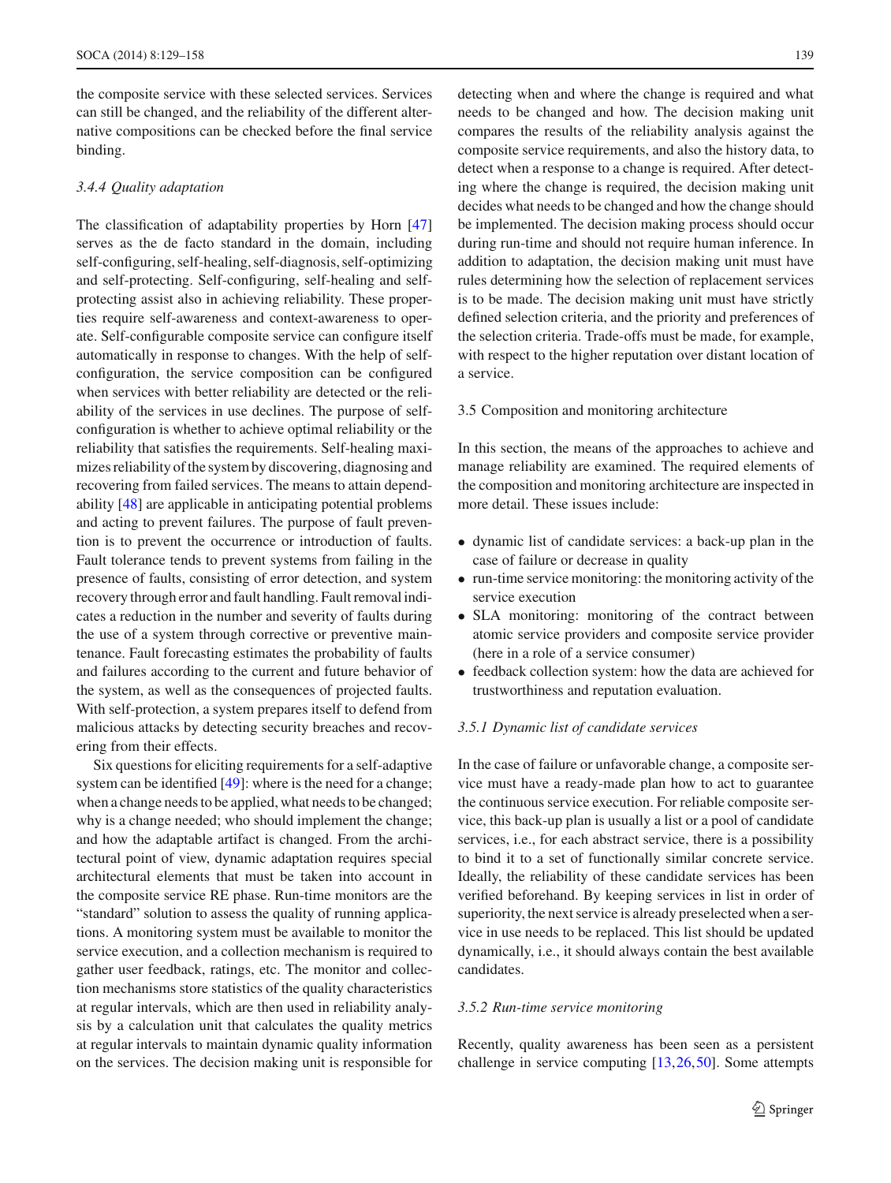the composite service with these selected services. Services can still be changed, and the reliability of the different alternative compositions can be checked before the final service binding.

#### 3.4.4 Quality adaptation

The classification of adaptability properties by Horn [47] serves as the de facto standard in the domain, including self-configuring, self-healing, self-diagnosis, self-optimizing and self-protecting. Self-configuring, self-healing and self-protecting assist also in achieving reliability. These properties require self-awareness and context-awareness to operate. Self-configurable composite service can configure itself automatically in response to changes. With the help of self-configuration, the service composition can be configured when services with better reliability are detected or the reliability of the services in use declines. The purpose of self-configuration is whether to achieve optimal reliability or the reliability that satisfies the requirements. Self-healing maximizes reliability of the system by discovering, diagnosing and recovering from failed services. The means to attain dependability [48] are applicable in anticipating potential problems and acting to prevent failures. The purpose of fault prevention is to prevent the occurrence or introduction of faults. Fault tolerance tends to prevent systems from failing in the presence of faults, consisting of error detection, and system recovery through error and fault handling. Fault removal indicates a reduction in the number and severity of faults during the use of a system through corrective or preventive maintenance. Fault forecasting estimates the probability of faults and failures according to the current and future behavior of the system, as well as the consequences of projected faults. With self-protection, a system prepares itself to defend from malicious attacks by detecting security breaches and recovering from their effects.

Six questions for eliciting requirements for a self-adaptive system can be identified [49]: where is the need for a change; when a change needs to be applied, what needs to be changed; why is a change needed; who should implement the change; and how the adaptable artifact is changed. From the architectural point of view, dynamic adaptation requires special architectural elements that must be taken into account in the composite service RE phase. Run-time monitors are the "standard" solution to assess the quality of running applications. A monitoring system must be available to monitor the service execution, and a collection mechanism is required to gather user feedback, ratings, etc. The monitor and collection mechanisms store statistics of the quality characteristics at regular intervals, which are then used in reliability analysis by a calculation unit that calculates the quality metrics at regular intervals to maintain dynamic quality information on the services. The decision making unit is responsible for detecting when and where the change is required and what needs to be changed and how. The decision making unit compares the results of the reliability analysis against the composite service requirements, and also the history data, to detect when a response to a change is required. After detecting where the change is required, the decision making unit decides what needs to be changed and how the change should be implemented. The decision making process should occur during run-time and should not require human inference. In addition to adaptation, the decision making unit must have rules determining how the selection of replacement services is to be made. The decision making unit must have strictly defined selection criteria, and the priority and preferences of the selection criteria. Trade-offs must be made, for example, with respect to the higher reputation over distant location of a service.

### 3.5 Composition and monitoring architecture

In this section, the means of the approaches to achieve and manage reliability are examined. The required elements of the composition and monitoring architecture are inspected in more detail. These issues include:

- dynamic list of candidate services: a back-up plan in the case of failure or decrease in quality
- run-time service monitoring: the monitoring activity of the service execution
- SLA monitoring: monitoring of the contract between atomic service providers and composite service provider (here in a role of a service consumer)
- feedback collection system: how the data are achieved for trustworthiness and reputation evaluation.

#### 3.5.1 Dynamic list of candidate services

In the case of failure or unfavorable change, a composite service must have a ready-made plan how to act to guarantee the continuous service execution. For reliable composite service, this back-up plan is usually a list or a pool of candidate services, i.e., for each abstract service, there is a possibility to bind it to a set of functionally similar concrete service. Ideally, the reliability of these candidate services has been verified beforehand. By keeping services in list in order of superiority, the next service is already preselected when a service in use needs to be replaced. This list should be updated dynamically, i.e., it should always contain the best available candidates.

#### 3.5.2 Run-time service monitoring

Recently, quality awareness has been seen as a persistent challenge in service computing [13,26,50]. Some attempts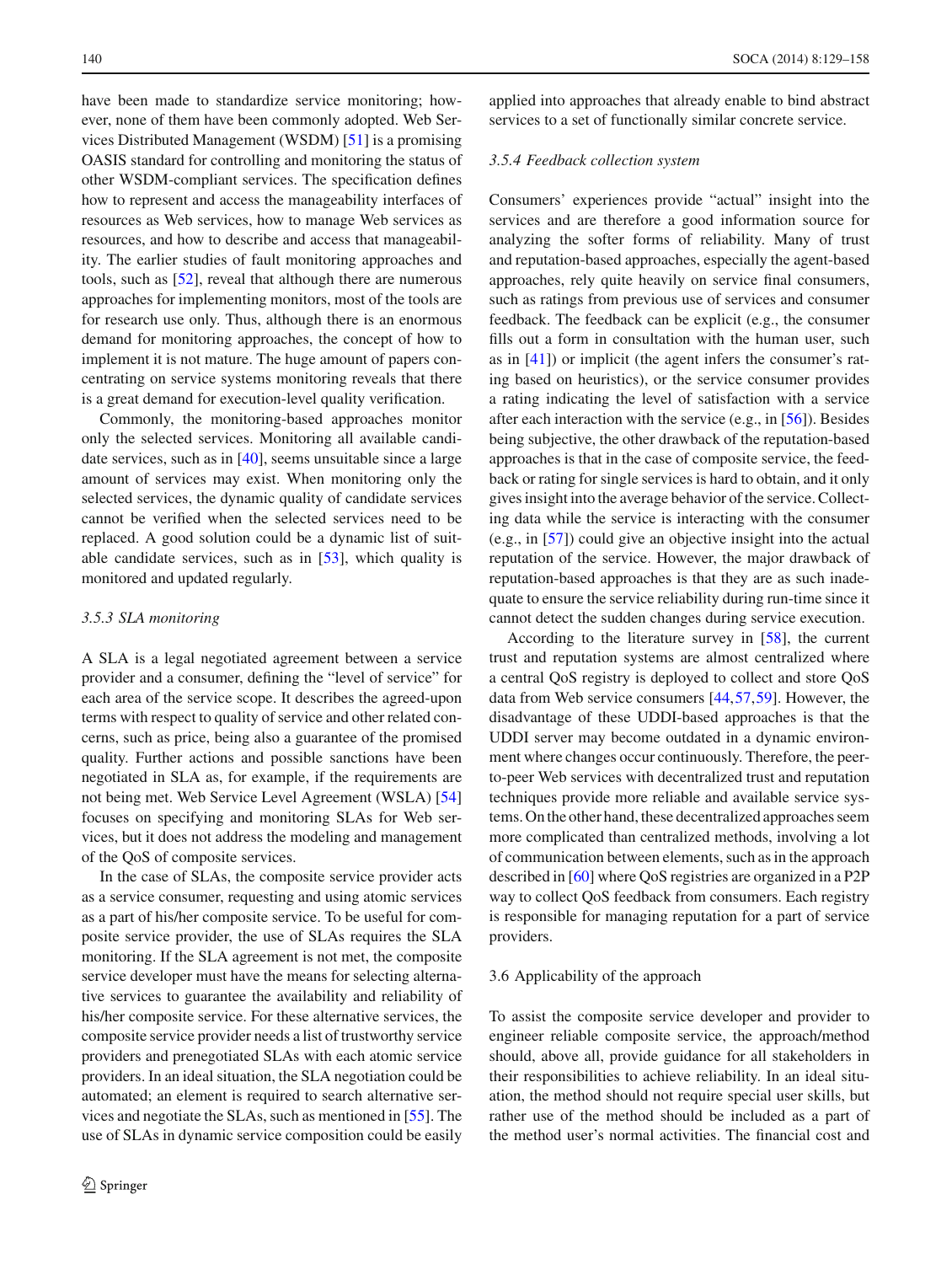have been made to standardize service monitoring; however, none of them have been commonly adopted. Web Services Distributed Management (WSDM) [51] is a promising OASIS standard for controlling and monitoring the status of other WSDM-compliant services. The specification defines how to represent and access the manageability interfaces of resources as Web services, how to manage Web services as resources, and how to describe and access that manageability. The earlier studies of fault monitoring approaches and tools, such as [52], reveal that although there are numerous approaches for implementing monitors, most of the tools are for research use only. Thus, although there is an enormous demand for monitoring approaches, the concept of how to implement it is not mature. The huge amount of papers concentrating on service systems monitoring reveals that there is a great demand for execution-level quality verification.

Commonly, the monitoring-based approaches monitor only the selected services. Monitoring all available candidate services, such as in [40], seems unsuitable since a large amount of services may exist. When monitoring only the selected services, the dynamic quality of candidate services cannot be verified when the selected services need to be replaced. A good solution could be a dynamic list of suitable candidate services, such as in [53], which quality is monitored and updated regularly.

#### 3.5.3 SLA monitoring

A SLA is a legal negotiated agreement between a service provider and a consumer, defining the "level of service" for each area of the service scope. It describes the agreed-upon terms with respect to quality of service and other related concerns, such as price, being also a guarantee of the promised quality. Further actions and possible sanctions have been negotiated in SLA as, for example, if the requirements are not being met. Web Service Level Agreement (WSLA) [54] focuses on specifying and monitoring SLAs for Web services, but it does not address the modeling and management of the QoS of composite services.

In the case of SLAs, the composite service provider acts as a service consumer, requesting and using atomic services as a part of his/her composite service. To be useful for composite service provider, the use of SLAs requires the SLA monitoring. If the SLA agreement is not met, the composite service developer must have the means for selecting alternative services to guarantee the availability and reliability of his/her composite service. For these alternative services, the composite service provider needs a list of trustworthy service providers and prenegotiated SLAs with each atomic service providers. In an ideal situation, the SLA negotiation could be automated; an element is required to search alternative services and negotiate the SLAs, such as mentioned in [55]. The use of SLAs in dynamic service composition could be easily applied into approaches that already enable to bind abstract services to a set of functionally similar concrete service.

#### 3.5.4 Feedback collection system

Consumers' experiences provide "actual" insight into the services and are therefore a good information source for analyzing the softer forms of reliability. Many of trust and reputation-based approaches, especially the agent-based approaches, rely quite heavily on service final consumers, such as ratings from previous use of services and consumer feedback. The feedback can be explicit (e.g., the consumer fills out a form in consultation with the human user, such as in [41]) or implicit (the agent infers the consumer's rating based on heuristics), or the service consumer provides a rating indicating the level of satisfaction with a service after each interaction with the service (e.g., in [56]). Besides being subjective, the other drawback of the reputation-based approaches is that in the case of composite service, the feedback or rating for single services is hard to obtain, and it only gives insight into the average behavior of the service. Collecting data while the service is interacting with the consumer (e.g., in [57]) could give an objective insight into the actual reputation of the service. However, the major drawback of reputation-based approaches is that they are as such inadequate to ensure the service reliability during run-time since it cannot detect the sudden changes during service execution.

According to the literature survey in [58], the current trust and reputation systems are almost centralized where a central QoS registry is deployed to collect and store QoS data from Web service consumers [44,57,59]. However, the disadvantage of these UDDI-based approaches is that the UDDI server may become outdated in a dynamic environment where changes occur continuously. Therefore, the peer-to-peer Web services with decentralized trust and reputation techniques provide more reliable and available service systems. On the other hand, these decentralized approaches seem more complicated than centralized methods, involving a lot of communication between elements, such as in the approach described in [60] where QoS registries are organized in a P2P way to collect QoS feedback from consumers. Each registry is responsible for managing reputation for a part of service providers.

### 3.6 Applicability of the approach

To assist the composite service developer and provider to engineer reliable composite service, the approach/method should, above all, provide guidance for all stakeholders in their responsibilities to achieve reliability. In an ideal situation, the method should not require special user skills, but rather use of the method should be included as a part of the method user's normal activities. The financial cost and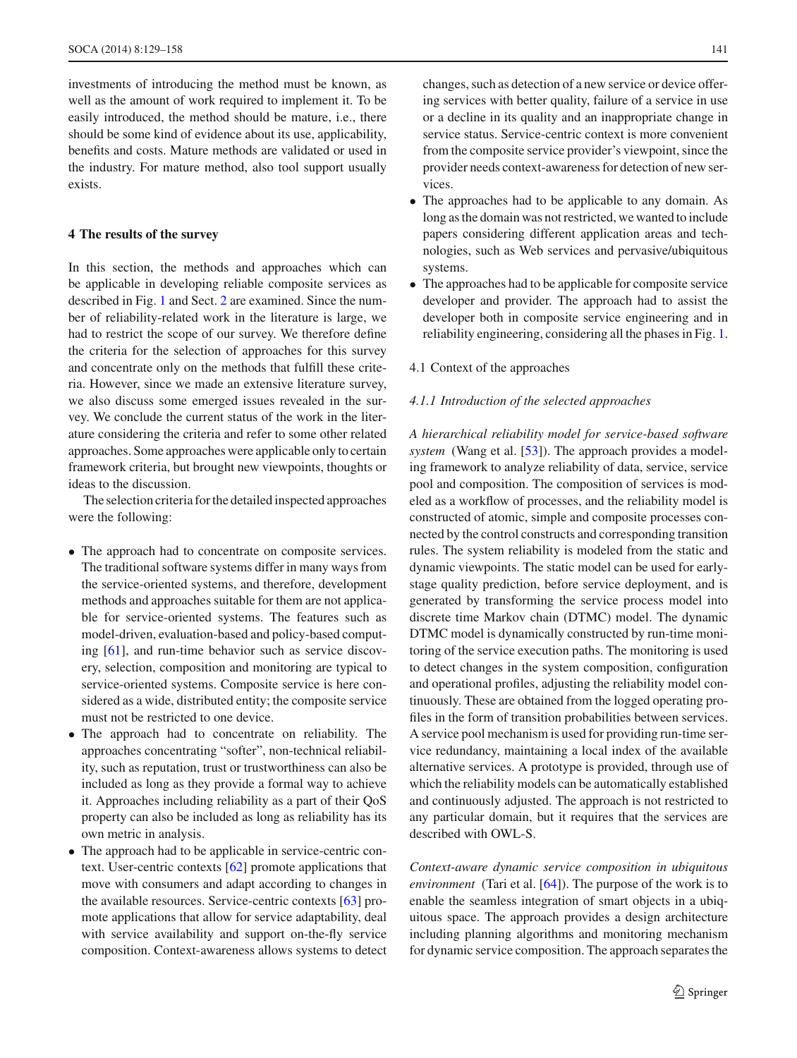investments of introducing the method must be known, as well as the amount of work required to implement it. To be easily introduced, the method should be mature, i.e., there should be some kind of evidence about its use, applicability, benefits and costs. Mature methods are validated or used in the industry. For mature method, also tool support usually exists.

## 4 The results of the survey

In this section, the methods and approaches which can be applicable in developing reliable composite services as described in Fig. 1 and Sect. 2 are examined. Since the number of reliability-related work in the literature is large, we had to restrict the scope of our survey. We therefore define the criteria for the selection of approaches for this survey and concentrate only on the methods that fulfill these criteria. However, since we made an extensive literature survey, we also discuss some emerged issues revealed in the survey. We conclude the current status of the work in the literature considering the criteria and refer to some other related approaches. Some approaches were applicable only to certain framework criteria, but brought new viewpoints, thoughts or ideas to the discussion.

The selection criteria for the detailed inspected approaches were the following:

- The approach had to concentrate on composite services. The traditional software systems differ in many ways from the service-oriented systems, and therefore, development methods and approaches suitable for them are not applicable for service-oriented systems. The features such as model-driven, evaluation-based and policy-based computing [61], and run-time behavior such as service discovery, selection, composition and monitoring are typical to service-oriented systems. Composite service is here considered as a wide, distributed entity; the composite service must not be restricted to one device.
- The approach had to concentrate on reliability. The approaches concentrating "softer", non-technical reliability, such as reputation, trust or trustworthiness can also be included as long as they provide a formal way to achieve it. Approaches including reliability as a part of their QoS property can also be included as long as reliability has its own metric in analysis.
- The approach had to be applicable in service-centric context. User-centric contexts [62] promote applications that move with consumers and adapt according to changes in the available resources. Service-centric contexts [63] promote applications that allow for service adaptability, deal with service availability and support on-the-fly service composition. Context-awareness allows systems to detect changes, such as detection of a new service or device offering services with better quality, failure of a service in use or a decline in its quality and an inappropriate change in service status. Service-centric context is more convenient from the composite service provider's viewpoint, since the provider needs context-awareness for detection of new services.
- The approaches had to be applicable to any domain. As long as the domain was not restricted, we wanted to include papers considering different application areas and technologies, such as Web services and pervasive/ubiquitous systems.
- The approaches had to be applicable for composite service developer and provider. The approach had to assist the developer both in composite service engineering and in reliability engineering, considering all the phases in Fig. 1.

### 4.1 Context of the approaches

#### 4.1.1 Introduction of the selected approaches

*A hierarchical reliability model for service-based software system* (Wang et al. [53]). The approach provides a modeling framework to analyze reliability of data, service, service pool and composition. The composition of services is modeled as a workflow of processes, and the reliability model is constructed of atomic, simple and composite processes connected by the control constructs and corresponding transition rules. The system reliability is modeled from the static and dynamic viewpoints. The static model can be used for early-stage quality prediction, before service deployment, and is generated by transforming the service process model into discrete time Markov chain (DTMC) model. The dynamic DTMC model is dynamically constructed by run-time monitoring of the service execution paths. The monitoring is used to detect changes in the system composition, configuration and operational profiles, adjusting the reliability model continuously. These are obtained from the logged operating profiles in the form of transition probabilities between services. A service pool mechanism is used for providing run-time service redundancy, maintaining a local index of the available alternative services. A prototype is provided, through use of which the reliability models can be automatically established and continuously adjusted. The approach is not restricted to any particular domain, but it requires that the services are described with OWL-S.

*Context-aware dynamic service composition in ubiquitous environment* (Tari et al. [64]). The purpose of the work is to enable the seamless integration of smart objects in a ubiquitous space. The approach provides a design architecture including planning algorithms and monitoring mechanism for dynamic service composition. The approach separates the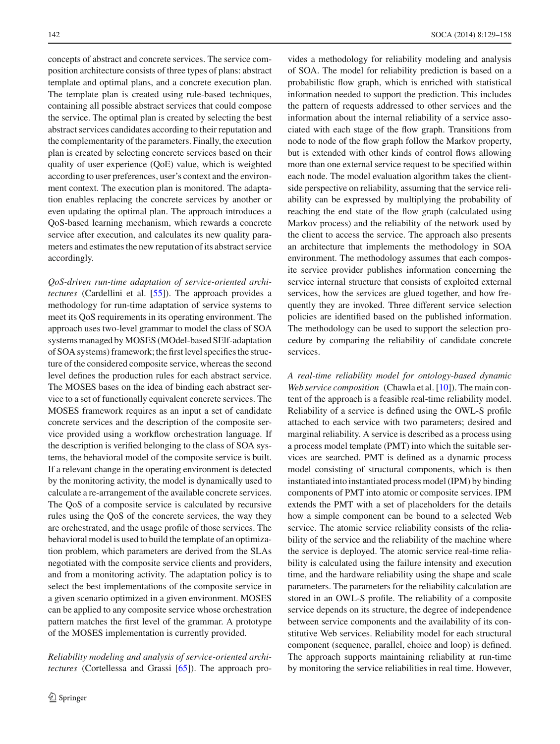concepts of abstract and concrete services. The service composition architecture consists of three types of plans: abstract template and optimal plans, and a concrete execution plan. The template plan is created using rule-based techniques, containing all possible abstract services that could compose the service. The optimal plan is created by selecting the best abstract services candidates according to their reputation and the complementarity of the parameters. Finally, the execution plan is created by selecting concrete services based on their quality of user experience (QoE) value, which is weighted according to user preferences, user's context and the environment context. The execution plan is monitored. The adaptation enables replacing the concrete services by another or even updating the optimal plan. The approach introduces a QoS-based learning mechanism, which rewards a concrete service after execution, and calculates its new quality parameters and estimates the new reputation of its abstract service accordingly.

*QoS-driven run-time adaptation of service-oriented architectures* (Cardellini et al. [55]). The approach provides a methodology for run-time adaptation of service systems to meet its QoS requirements in its operating environment. The approach uses two-level grammar to model the class of SOA systems managed by MOSES (MOdel-based SElf-adaptation of SOA systems) framework; the first level specifies the structure of the considered composite service, whereas the second level defines the production rules for each abstract service. The MOSES bases on the idea of binding each abstract service to a set of functionally equivalent concrete services. The MOSES framework requires as an input a set of candidate concrete services and the description of the composite service provided using a workflow orchestration language. If the description is verified belonging to the class of SOA systems, the behavioral model of the composite service is built. If a relevant change in the operating environment is detected by the monitoring activity, the model is dynamically used to calculate a re-arrangement of the available concrete services. The QoS of a composite service is calculated by recursive rules using the QoS of the concrete services, the way they are orchestrated, and the usage profile of those services. The behavioral model is used to build the template of an optimization problem, which parameters are derived from the SLAs negotiated with the composite service clients and providers, and from a monitoring activity. The adaptation policy is to select the best implementations of the composite service in a given scenario optimized in a given environment. MOSES can be applied to any composite service whose orchestration pattern matches the first level of the grammar. A prototype of the MOSES implementation is currently provided.

*Reliability modeling and analysis of service-oriented architectures* (Cortellessa and Grassi [65]). The approach provides a methodology for reliability modeling and analysis of SOA. The model for reliability prediction is based on a probabilistic flow graph, which is enriched with statistical information needed to support the prediction. This includes the pattern of requests addressed to other services and the information about the internal reliability of a service associated with each stage of the flow graph. Transitions from node to node of the flow graph follow the Markov property, but is extended with other kinds of control flows allowing more than one external service request to be specified within each node. The model evaluation algorithm takes the client-side perspective on reliability, assuming that the service reliability can be expressed by multiplying the probability of reaching the end state of the flow graph (calculated using Markov process) and the reliability of the network used by the client to access the service. The approach also presents an architecture that implements the methodology in SOA environment. The methodology assumes that each composite service provider publishes information concerning the service internal structure that consists of exploited external services, how the services are glued together, and how frequently they are invoked. Three different service selection policies are identified based on the published information. The methodology can be used to support the selection procedure by comparing the reliability of candidate concrete services.

*A real-time reliability model for ontology-based dynamic Web service composition* (Chawla et al. [10]). The main content of the approach is a feasible real-time reliability model. Reliability of a service is defined using the OWL-S profile attached to each service with two parameters; desired and marginal reliability. A service is described as a process using a process model template (PMT) into which the suitable services are searched. PMT is defined as a dynamic process model consisting of structural components, which is then instantiated into instantiated process model (IPM) by binding components of PMT into atomic or composite services. IPM extends the PMT with a set of placeholders for the details how a simple component can be bound to a selected Web service. The atomic service reliability consists of the reliability of the service and the reliability of the machine where the service is deployed. The atomic service real-time reliability is calculated using the failure intensity and execution time, and the hardware reliability using the shape and scale parameters. The parameters for the reliability calculation are stored in an OWL-S profile. The reliability of a composite service depends on its structure, the degree of independence between service components and the availability of its constitutive Web services. Reliability model for each structural component (sequence, parallel, choice and loop) is defined. The approach supports maintaining reliability at run-time by monitoring the service reliabilities in real time. However,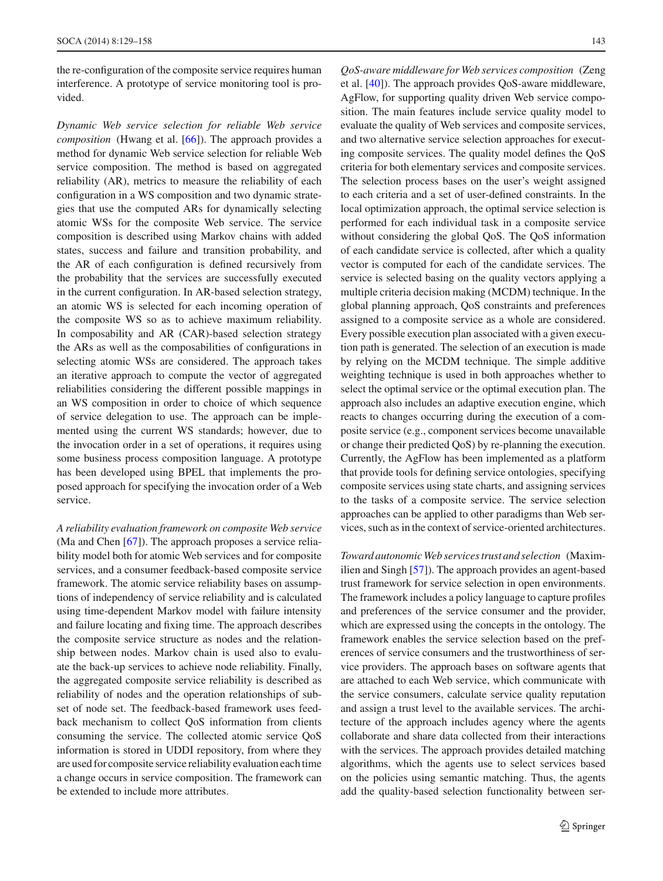the re-configuration of the composite service requires human interference. A prototype of service monitoring tool is provided.

*Dynamic Web service selection for reliable Web service composition* (Hwang et al. [66]). The approach provides a method for dynamic Web service selection for reliable Web service composition. The method is based on aggregated reliability (AR), metrics to measure the reliability of each configuration in a WS composition and two dynamic strategies that use the computed ARs for dynamically selecting atomic WSs for the composite Web service. The service composition is described using Markov chains with added states, success and failure and transition probability, and the AR of each configuration is defined recursively from the probability that the services are successfully executed in the current configuration. In AR-based selection strategy, an atomic WS is selected for each incoming operation of the composite WS so as to achieve maximum reliability. In composability and AR (CAR)-based selection strategy the ARs as well as the composabilities of configurations in selecting atomic WSs are considered. The approach takes an iterative approach to compute the vector of aggregated reliabilities considering the different possible mappings in an WS composition in order to choice of which sequence of service delegation to use. The approach can be implemented using the current WS standards; however, due to the invocation order in a set of operations, it requires using some business process composition language. A prototype has been developed using BPEL that implements the proposed approach for specifying the invocation order of a Web service.

*A reliability evaluation framework on composite Web service* (Ma and Chen [67]). The approach proposes a service reliability model both for atomic Web services and for composite services, and a consumer feedback-based composite service framework. The atomic service reliability bases on assumptions of independency of service reliability and is calculated using time-dependent Markov model with failure intensity and failure locating and fixing time. The approach describes the composite service structure as nodes and the relationship between nodes. Markov chain is used also to evaluate the back-up services to achieve node reliability. Finally, the aggregated composite service reliability is described as reliability of nodes and the operation relationships of subset of node set. The feedback-based framework uses feedback mechanism to collect QoS information from clients consuming the service. The collected atomic service QoS information is stored in UDDI repository, from where they are used for composite service reliability evaluation each time a change occurs in service composition. The framework can be extended to include more attributes.

*QoS-aware middleware for Web services composition* (Zeng et al. [40]). The approach provides QoS-aware middleware, AgFlow, for supporting quality driven Web service composition. The main features include service quality model to evaluate the quality of Web services and composite services, and two alternative service selection approaches for executing composite services. The quality model defines the QoS criteria for both elementary services and composite services. The selection process bases on the user's weight assigned to each criteria and a set of user-defined constraints. In the local optimization approach, the optimal service selection is performed for each individual task in a composite service without considering the global QoS. The QoS information of each candidate service is collected, after which a quality vector is computed for each of the candidate services. The service is selected basing on the quality vectors applying a multiple criteria decision making (MCDM) technique. In the global planning approach, QoS constraints and preferences assigned to a composite service as a whole are considered. Every possible execution plan associated with a given execution path is generated. The selection of an execution is made by relying on the MCDM technique. The simple additive weighting technique is used in both approaches whether to select the optimal service or the optimal execution plan. The approach also includes an adaptive execution engine, which reacts to changes occurring during the execution of a composite service (e.g., component services become unavailable or change their predicted QoS) by re-planning the execution. Currently, the AgFlow has been implemented as a platform that provide tools for defining service ontologies, specifying composite services using state charts, and assigning services to the tasks of a composite service. The service selection approaches can be applied to other paradigms than Web services, such as in the context of service-oriented architectures.

*Toward autonomic Web services trust and selection* (Maximilien and Singh [57]). The approach provides an agent-based trust framework for service selection in open environments. The framework includes a policy language to capture profiles and preferences of the service consumer and the provider, which are expressed using the concepts in the ontology. The framework enables the service selection based on the preferences of service consumers and the trustworthiness of service providers. The approach bases on software agents that are attached to each Web service, which communicate with the service consumers, calculate service quality reputation and assign a trust level to the available services. The architecture of the approach includes agency where the agents collaborate and share data collected from their interactions with the services. The approach provides detailed matching algorithms, which the agents use to select services based on the policies using semantic matching. Thus, the agents add the quality-based selection functionality between ser-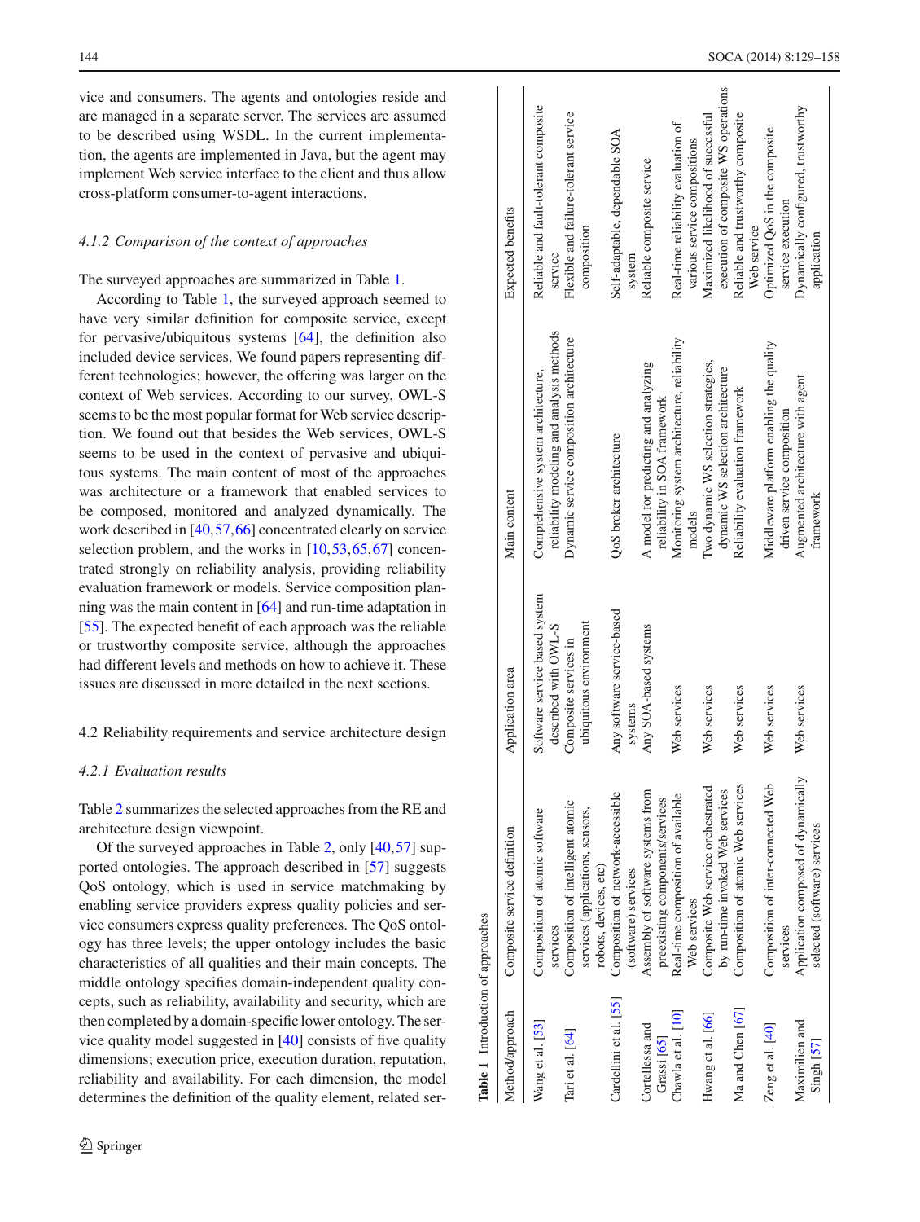vice and consumers. The agents and ontologies reside and are managed in a separate server. The services are assumed to be described using WSDL. In the current implementation, the agents are implemented in Java, but the agent may implement Web service interface to the client and thus allow cross-platform consumer-to-agent interactions.

#### *4.1.2 Comparison of the context of approaches*

The surveyed approaches are summarized in Table 1.

According to Table 1, the surveyed approach seemed to have very similar definition for composite service, except for pervasive/ubiquitous systems [64], the definition also included device services. We found papers representing different technologies; however, the offering was larger on the context of Web services. According to our survey, OWL-S seems to be the most popular format for Web service description. We found out that besides the Web services, OWL-S seems to be used in the context of pervasive and ubiquitous systems. The main content of most of the approaches was architecture or a framework that enabled services to be composed, monitored and analyzed dynamically. The work described in [40,57,66] concentrated clearly on service selection problem, and the works in [10,53,65,67] concentrated strongly on reliability analysis, providing reliability evaluation framework or models. Service composition planning was the main content in [64] and run-time adaptation in [55]. The expected benefit of each approach was the reliable or trustworthy composite service, although the approaches had different levels and methods on how to achieve it. These issues are discussed in more detailed in the next sections.

### 4.2 Reliability requirements and service architecture design

#### *4.2.1 Evaluation results*

Table 2 summarizes the selected approaches from the RE and architecture design viewpoint.

Of the surveyed approaches in Table 2, only [40,57] supported ontologies. The approach described in [57] suggests QoS ontology, which is used in service matchmaking by enabling service providers express quality policies and service consumers express quality preferences. The QoS ontology has three levels; the upper ontology includes the basic characteristics of all qualities and their main concepts. The middle ontology specifies domain-independent quality concepts, such as reliability, availability and security, which are then completed by a domain-specific lower ontology. The service quality model suggested in [40] consists of five quality dimensions; execution price, execution duration, reputation, reliability and availability. For each dimension, the model determines the definition of the quality element, related ser-

**Table 1** Introduction of approaches

| Method/approach | Composite service definition | Application area | Main content | Expected benefits |
|---|---|---|---|---|
| Wang et al. [53] | Composition of atomic software services | Software service based system described with OWL-S | Comprehensive system architecture, reliability modeling and analysis methods | Reliable and fault-tolerant composite service |
| Tari et al. [64] | Composition of intelligent atomic services (applications, sensors, robots, devices, etc) | Composite services in ubiquitous environment | Dynamic service composition architecture | Flexible and failure-tolerant service composition |
| Cardellini et al. [55] | Composition of network-accessible (software) services | Any software service-based systems | QoS broker architecture | Self-adaptable, dependable SOA system |
| Cortellessa and Grassi [65] | Assembly of software systems from preexisting components/services | Any SOA-based systems | A model for predicting and analyzing reliability in SOA framework | Reliable composite service |
| Chawla et al. [10] | Real-time composition of available Web services | Web services | Monitoring system architecture, reliability models | Real-time reliability evaluation of various service compositions |
| Hwang et al. [66] | Composite Web service orchestrated by run-time invoked Web services | Web services | Two dynamic WS selection strategies, dynamic WS selection architecture | Maximized likelihood of successful execution of composite WS operations |
| Ma and Chen [67] | Composition of atomic Web services | Web services | Reliability evaluation framework | Reliable and trustworthy composite Web service |
| Zeng et al. [40] | Composition of inter-connected Web services | Web services | Middleware platform enabling the quality driven service composition | Optimized QoS in the composite service execution |
| Maximilien and Singh [57] | Application composed of dynamically selected (software) services | Web services | Augmented architecture with agent framework | Dynamically configured, trustworthy application |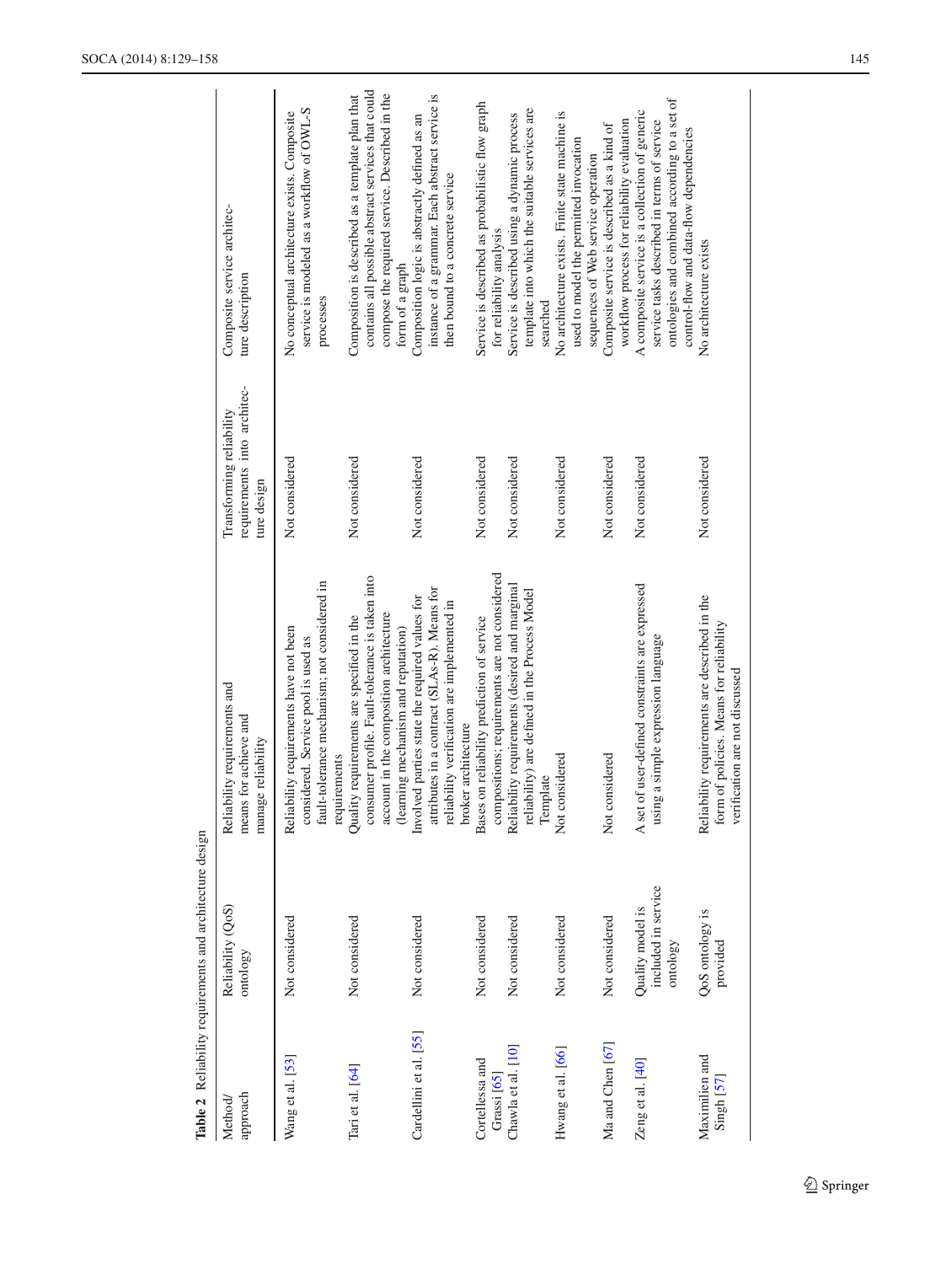**Table 2** Reliability requirements and architecture design

| Method/ approach | Reliability (QoS) ontology | Reliability requirements and means for achieve and manage reliability | Transforming reliability requirements into architecture design | Composite service architecture description |
|---|---|---|---|---|
| Wang et al. [53] | Not considered | Reliability requirements have not been considered. Service pool is used as fault-tolerance mechanism; not considered in requirements | Not considered | No conceptual architecture exists. Composite service is modeled as a workflow of OWL-S processes |
| Tari et al. [64] | Not considered | Quality requirements are specified in the consumer profile. Fault-tolerance is taken into account in the composition architecture (learning mechanism and reputation) | Not considered | Composition is described as a template plan that contains all possible abstract services that could compose the required service. Described in the form of a graph |
| Cardellini et al. [55] | Not considered | Involved parties state the required values for attributes in a contract (SLAs-R). Means for reliability verification are implemented in broker architecture | Not considered | Composition logic is abstractly defined as an instance of a grammar. Each abstract service is then bound to a concrete service |
| Cortellessa and Grassi [65] | Not considered | Bases on reliability prediction of service compositions; requirements are not considered | Not considered | Service is described as probabilistic flow graph for reliability analysis |
| Chawla et al. [10] | Not considered | Reliability requirements (desired and marginal reliability) are defined in the Process Model Template | Not considered | Service is described using a dynamic process template into which the suitable services are searched |
| Hwang et al. [66] | Not considered | Not considered | Not considered | No architecture exists. Finite state machine is used to model the permitted invocation sequences of Web service operation |
| Ma and Chen [67] | Not considered | Not considered | Not considered | Composite service is described as a kind of workflow process for reliability evaluation |
| Zeng et al. [40] | Quality model is included in service ontology | A set of user-defined constraints are expressed using a simple expression language | Not considered | A composite service is a collection of generic service tasks described in terms of service ontologies and combined according to a set of control-flow and data-flow dependencies |
| Maximilien and Singh [57] | QoS ontology is provided | Reliability requirements are described in the form of policies. Means for reliability verification are not discussed | Not considered | No architecture exists |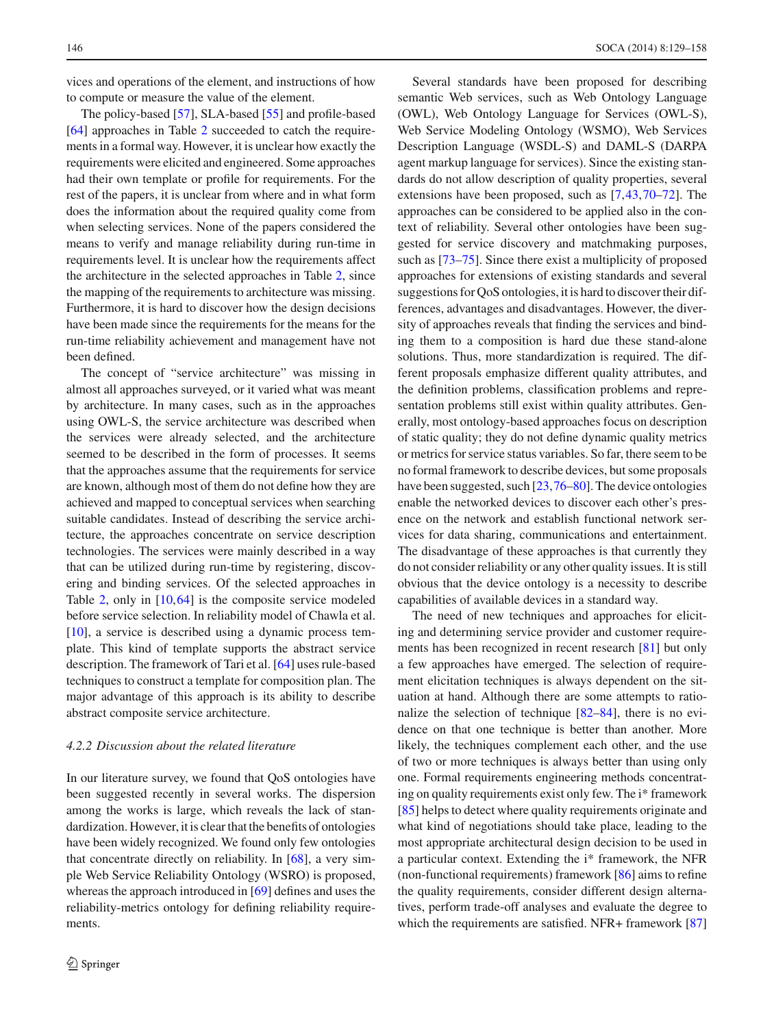vices and operations of the element, and instructions of how to compute or measure the value of the element.

The policy-based [57], SLA-based [55] and profile-based [64] approaches in Table 2 succeeded to catch the requirements in a formal way. However, it is unclear how exactly the requirements were elicited and engineered. Some approaches had their own template or profile for requirements. For the rest of the papers, it is unclear from where and in what form does the information about the required quality come from when selecting services. None of the papers considered the means to verify and manage reliability during run-time in requirements level. It is unclear how the requirements affect the architecture in the selected approaches in Table 2, since the mapping of the requirements to architecture was missing. Furthermore, it is hard to discover how the design decisions have been made since the requirements for the means for the run-time reliability achievement and management have not been defined.

The concept of "service architecture" was missing in almost all approaches surveyed, or it varied what was meant by architecture. In many cases, such as in the approaches using OWL-S, the service architecture was described when the services were already selected, and the architecture seemed to be described in the form of processes. It seems that the approaches assume that the requirements for service are known, although most of them do not define how they are achieved and mapped to conceptual services when searching suitable candidates. Instead of describing the service architecture, the approaches concentrate on service description technologies. The services were mainly described in a way that can be utilized during run-time by registering, discovering and binding services. Of the selected approaches in Table 2, only in [10,64] is the composite service modeled before service selection. In reliability model of Chawla et al. [10], a service is described using a dynamic process template. This kind of template supports the abstract service description. The framework of Tari et al. [64] uses rule-based techniques to construct a template for composition plan. The major advantage of this approach is its ability to describe abstract composite service architecture.

#### *4.2.2 Discussion about the related literature*

In our literature survey, we found that QoS ontologies have been suggested recently in several works. The dispersion among the works is large, which reveals the lack of standardization. However, it is clear that the benefits of ontologies have been widely recognized. We found only few ontologies that concentrate directly on reliability. In [68], a very simple Web Service Reliability Ontology (WSRO) is proposed, whereas the approach introduced in [69] defines and uses the reliability-metrics ontology for defining reliability requirements.

Several standards have been proposed for describing semantic Web services, such as Web Ontology Language (OWL), Web Ontology Language for Services (OWL-S), Web Service Modeling Ontology (WSMO), Web Services Description Language (WSDL-S) and DAML-S (DARPA agent markup language for services). Since the existing standards do not allow description of quality properties, several extensions have been proposed, such as [7,43,70–72]. The approaches can be considered to be applied also in the context of reliability. Several other ontologies have been suggested for service discovery and matchmaking purposes, such as [73–75]. Since there exist a multiplicity of proposed approaches for extensions of existing standards and several suggestions for QoS ontologies, it is hard to discover their differences, advantages and disadvantages. However, the diversity of approaches reveals that finding the services and binding them to a composition is hard due these stand-alone solutions. Thus, more standardization is required. The different proposals emphasize different quality attributes, and the definition problems, classification problems and representation problems still exist within quality attributes. Generally, most ontology-based approaches focus on description of static quality; they do not define dynamic quality metrics or metrics for service status variables. So far, there seem to be no formal framework to describe devices, but some proposals have been suggested, such [23,76–80]. The device ontologies enable the networked devices to discover each other's presence on the network and establish functional network services for data sharing, communications and entertainment. The disadvantage of these approaches is that currently they do not consider reliability or any other quality issues. It is still obvious that the device ontology is a necessity to describe capabilities of available devices in a standard way.

The need of new techniques and approaches for eliciting and determining service provider and customer requirements has been recognized in recent research [81] but only a few approaches have emerged. The selection of requirement elicitation techniques is always dependent on the situation at hand. Although there are some attempts to rationalize the selection of technique [82–84], there is no evidence on that one technique is better than another. More likely, the techniques complement each other, and the use of two or more techniques is always better than using only one. Formal requirements engineering methods concentrating on quality requirements exist only few. The i* framework [85] helps to detect where quality requirements originate and what kind of negotiations should take place, leading to the most appropriate architectural design decision to be used in a particular context. Extending the i* framework, the NFR (non-functional requirements) framework [86] aims to refine the quality requirements, consider different design alternatives, perform trade-off analyses and evaluate the degree to which the requirements are satisfied. NFR+ framework [87]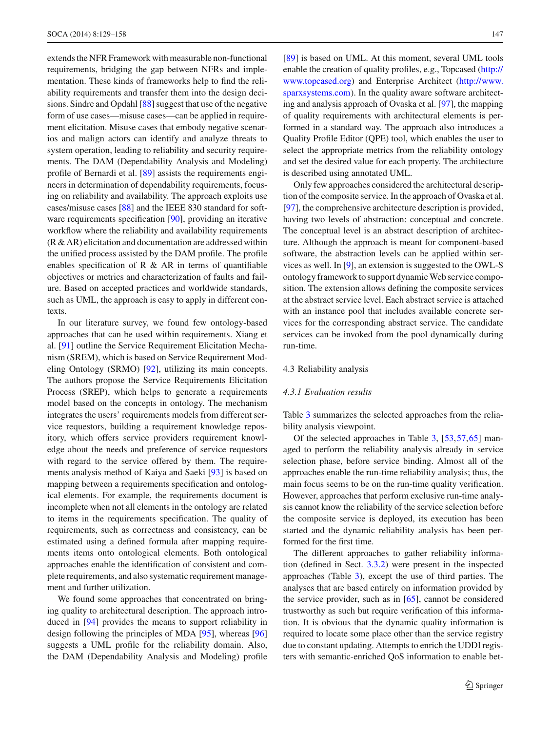extends the NFR Framework with measurable non-functional requirements, bridging the gap between NFRs and implementation. These kinds of frameworks help to find the reliability requirements and transfer them into the design decisions. Sindre and Opdahl [88] suggest that use of the negative form of use cases—misuse cases—can be applied in requirement elicitation. Misuse cases that embody negative scenarios and malign actors can identify and analyze threats to system operation, leading to reliability and security requirements. The DAM (Dependability Analysis and Modeling) profile of Bernardi et al. [89] assists the requirements engineers in determination of dependability requirements, focusing on reliability and availability. The approach exploits use cases/misuse cases [88] and the IEEE 830 standard for software requirements specification [90], providing an iterative workflow where the reliability and availability requirements (R & AR) elicitation and documentation are addressed within the unified process assisted by the DAM profile. The profile enables specification of R & AR in terms of quantifiable objectives or metrics and characterization of faults and failure. Based on accepted practices and worldwide standards, such as UML, the approach is easy to apply in different contexts.

In our literature survey, we found few ontology-based approaches that can be used within requirements. Xiang et al. [91] outline the Service Requirement Elicitation Mechanism (SREM), which is based on Service Requirement Modeling Ontology (SRMO) [92], utilizing its main concepts. The authors propose the Service Requirements Elicitation Process (SREP), which helps to generate a requirements model based on the concepts in ontology. The mechanism integrates the users' requirements models from different service requestors, building a requirement knowledge repository, which offers service providers requirement knowledge about the needs and preference of service requestors with regard to the service offered by them. The requirements analysis method of Kaiya and Saeki [93] is based on mapping between a requirements specification and ontological elements. For example, the requirements document is incomplete when not all elements in the ontology are related to items in the requirements specification. The quality of requirements, such as correctness and consistency, can be estimated using a defined formula after mapping requirements items onto ontological elements. Both ontological approaches enable the identification of consistent and complete requirements, and also systematic requirement management and further utilization.

We found some approaches that concentrated on bringing quality to architectural description. The approach introduced in [94] provides the means to support reliability in design following the principles of MDA [95], whereas [96] suggests a UML profile for the reliability domain. Also, the DAM (Dependability Analysis and Modeling) profile [89] is based on UML. At this moment, several UML tools enable the creation of quality profiles, e.g., Topcased (http://www.topcased.org) and Enterprise Architect (http://www.sparxsystems.com). In the quality aware software architecting and analysis approach of Ovaska et al. [97], the mapping of quality requirements with architectural elements is performed in a standard way. The approach also introduces a Quality Profile Editor (QPE) tool, which enables the user to select the appropriate metrics from the reliability ontology and set the desired value for each property. The architecture is described using annotated UML.

Only few approaches considered the architectural description of the composite service. In the approach of Ovaska et al. [97], the comprehensive architecture description is provided, having two levels of abstraction: conceptual and concrete. The conceptual level is an abstract description of architecture. Although the approach is meant for component-based software, the abstraction levels can be applied within services as well. In [9], an extension is suggested to the OWL-S ontology framework to support dynamic Web service composition. The extension allows defining the composite services at the abstract service level. Each abstract service is attached with an instance pool that includes available concrete services for the corresponding abstract service. The candidate services can be invoked from the pool dynamically during run-time.

## 4.3 Reliability analysis

### *4.3.1 Evaluation results*

Table 3 summarizes the selected approaches from the reliability analysis viewpoint.

Of the selected approaches in Table 3, [53,57,65] managed to perform the reliability analysis already in service selection phase, before service binding. Almost all of the approaches enable the run-time reliability analysis; thus, the main focus seems to be on the run-time quality verification. However, approaches that perform exclusive run-time analysis cannot know the reliability of the service selection before the composite service is deployed, its execution has been started and the dynamic reliability analysis has been performed for the first time.

The different approaches to gather reliability information (defined in Sect. 3.3.2) were present in the inspected approaches (Table 3), except the use of third parties. The analyses that are based entirely on information provided by the service provider, such as in [65], cannot be considered trustworthy as such but require verification of this information. It is obvious that the dynamic quality information is required to locate some place other than the service registry due to constant updating. Attempts to enrich the UDDI registers with semantic-enriched QoS information to enable bet-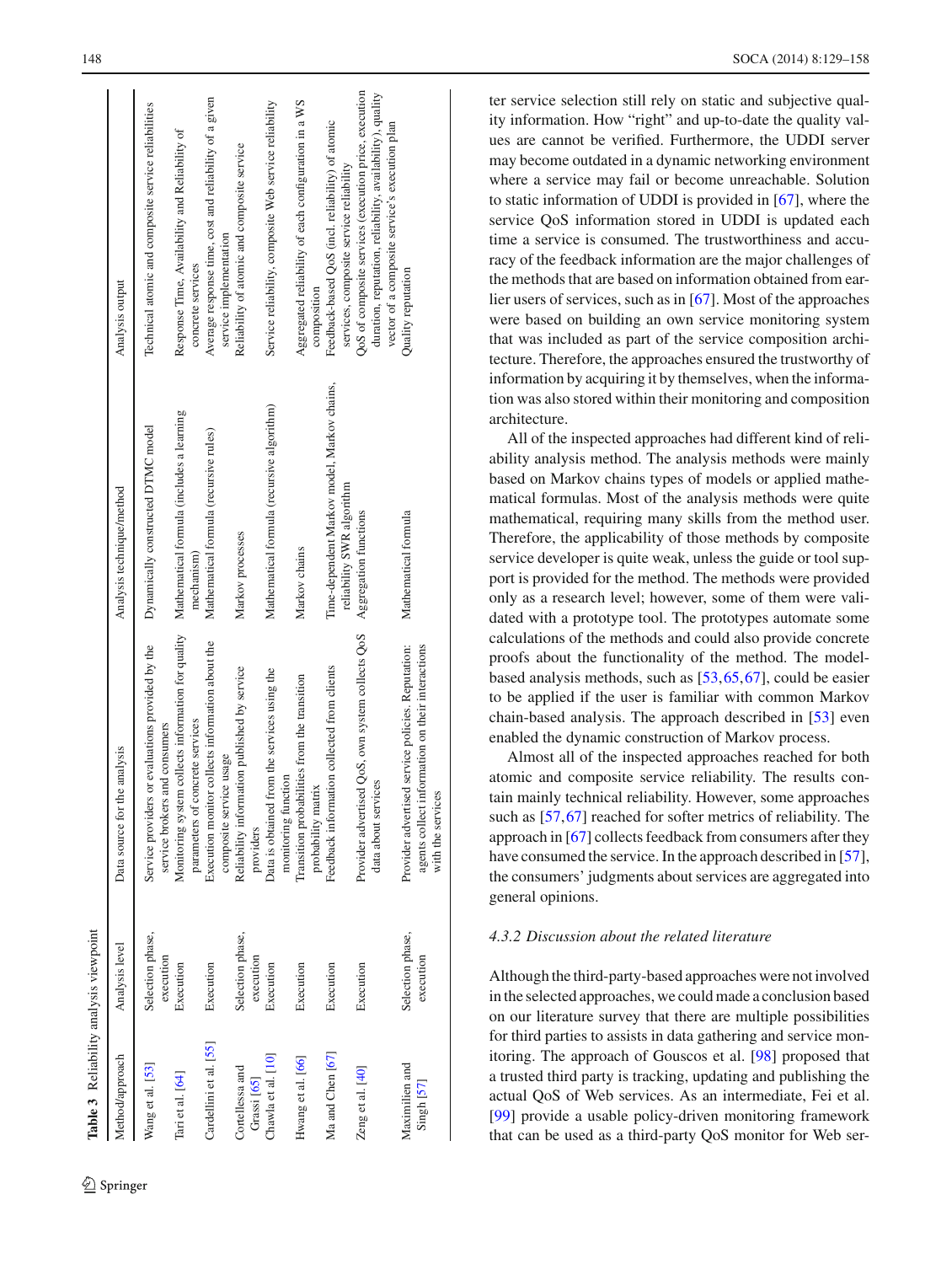**Table 3** Reliability analysis viewpoint

| Method/approach | Analysis level | Data source for the analysis | Analysis technique/method | Analysis output |
| --- | --- | --- | --- | --- |
| Wang et al. [53] | Selection phase, execution | Service providers or evaluations provided by the service brokers and consumers | Dynamically constructed DTMC model | Technical atomic and composite service reliabilities |
| Tari et al. [64] | Execution | Monitoring system collects information for quality parameters of concrete services | Mathematical formula (includes a learning mechanism) | Response Time, Availability and Reliability of concrete services |
| Cardellini et al. [55] | Execution | Execution monitor collects information about the composite service usage | Mathematical formula (recursive rules) | Average response time, cost and reliability of a given service implementation |
| Cortellessa and Grassi [65] | Selection phase, execution | Reliability information published by service providers | Markov processes | Reliability of atomic and composite service |
| Chawla et al. [10] | Execution | Data is obtained from the services using the monitoring function | Mathematical formula (recursive algorithm) | Service reliability, composite Web service reliability |
| Hwang et al. [66] | Execution | Transition probabilities from the transition probability matrix | Markov chains | Aggregated reliability of each configuration in a WS composition |
| Ma and Chen [67] | Execution | Feedback information collected from clients | Time-dependent Markov model, Markov chains, reliability SWR algorithm | Feedback-based QoS (incl. reliability) of atomic services, composite service reliability |
| Zeng et al. [40] | Execution | Provider advertised QoS, own system collects QoS data about services | Aggregation functions | QoS of composite services (execution price, execution duration, reputation, reliability, availability), quality vector of a composite service's execution plan |
| Maximilien and Singh [57] | Selection phase, execution | Provider advertised service policies. Reputation: agents collect information on their interactions with the services | Mathematical formula | Quality reputation |

ter service selection still rely on static and subjective quality information. How "right" and up-to-date the quality values are cannot be verified. Furthermore, the UDDI server may become outdated in a dynamic networking environment where a service may fail or become unreachable. Solution to static information of UDDI is provided in [67], where the service QoS information stored in UDDI is updated each time a service is consumed. The trustworthiness and accuracy of the feedback information are the major challenges of the methods that are based on information obtained from earlier users of services, such as in [67]. Most of the approaches were based on building an own service monitoring system that was included as part of the service composition architecture. Therefore, the approaches ensured the trustworthy of information by acquiring it by themselves, when the information was also stored within their monitoring and composition architecture.

All of the inspected approaches had different kind of reliability analysis method. The analysis methods were mainly based on Markov chains types of models or applied mathematical formulas. Most of the analysis methods were quite mathematical, requiring many skills from the method user. Therefore, the applicability of those methods by composite service developer is quite weak, unless the guide or tool support is provided for the method. The methods were provided only as a research level; however, some of them were validated with a prototype tool. The prototypes automate some calculations of the methods and could also provide concrete proofs about the functionality of the method. The model-based analysis methods, such as [53,65,67], could be easier to be applied if the user is familiar with common Markov chain-based analysis. The approach described in [53] even enabled the dynamic construction of Markov process.

Almost all of the inspected approaches reached for both atomic and composite service reliability. The results contain mainly technical reliability. However, some approaches such as [57,67] reached for softer metrics of reliability. The approach in [67] collects feedback from consumers after they have consumed the service. In the approach described in [57], the consumers' judgments about services are aggregated into general opinions.

### 4.3.2 Discussion about the related literature

Although the third-party-based approaches were not involved in the selected approaches, we could made a conclusion based on our literature survey that there are multiple possibilities for third parties to assists in data gathering and service monitoring. The approach of Gouscos et al. [98] proposed that a trusted third party is tracking, updating and publishing the actual QoS of Web services. As an intermediate, Fei et al. [99] provide a usable policy-driven monitoring framework that can be used as a third-party QoS monitor for Web ser-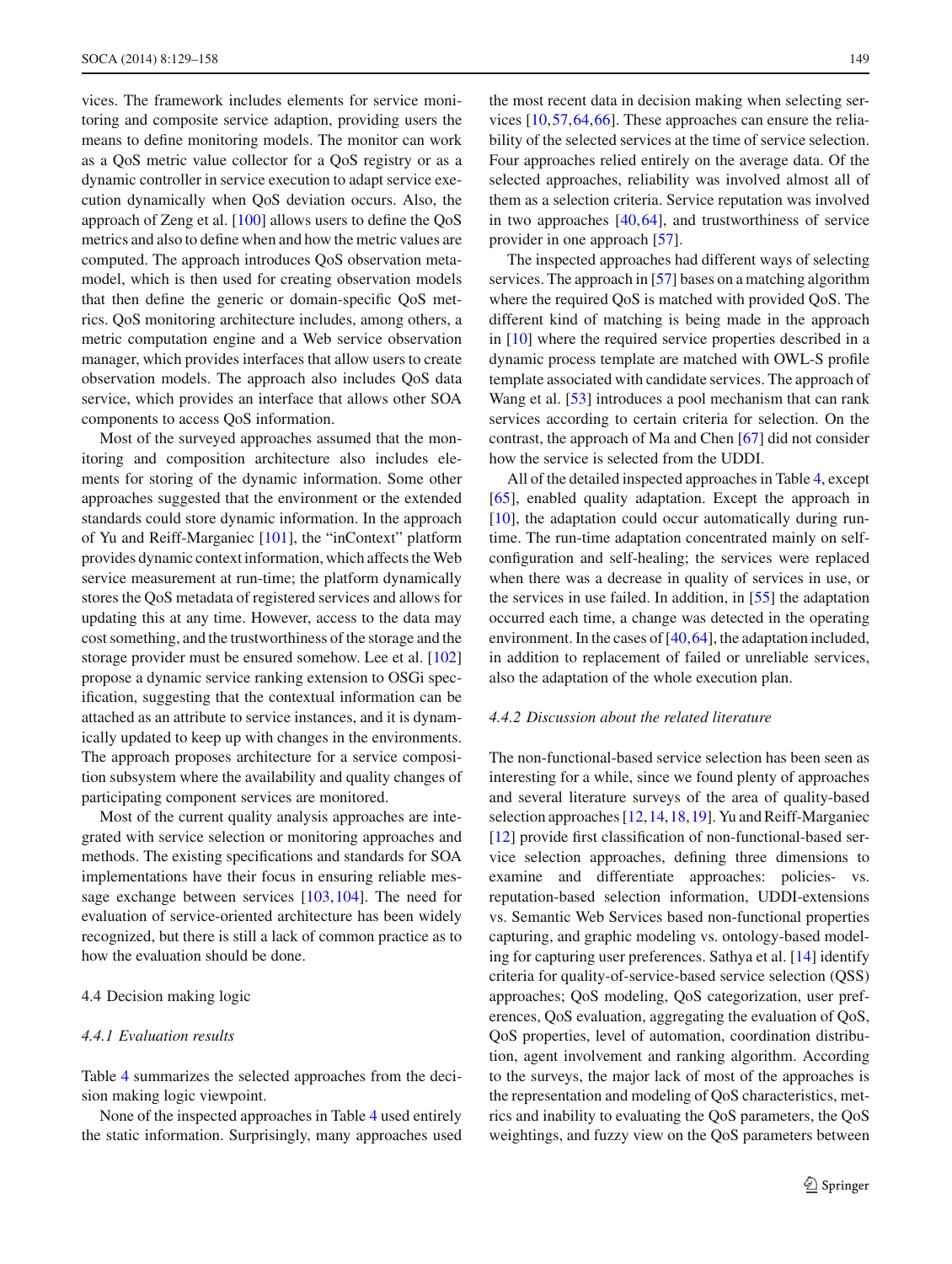vices. The framework includes elements for service monitoring and composite service adaption, providing users the means to define monitoring models. The monitor can work as a QoS metric value collector for a QoS registry or as a dynamic controller in service execution to adapt service execution dynamically when QoS deviation occurs. Also, the approach of Zeng et al. [100] allows users to define the QoS metrics and also to define when and how the metric values are computed. The approach introduces QoS observation metamodel, which is then used for creating observation models that then define the generic or domain-specific QoS metrics. QoS monitoring architecture includes, among others, a metric computation engine and a Web service observation manager, which provides interfaces that allow users to create observation models. The approach also includes QoS data service, which provides an interface that allows other SOA components to access QoS information.

Most of the surveyed approaches assumed that the monitoring and composition architecture also includes elements for storing of the dynamic information. Some other approaches suggested that the environment or the extended standards could store dynamic information. In the approach of Yu and Reiff-Marganiec [101], the "inContext" platform provides dynamic context information, which affects the Web service measurement at run-time; the platform dynamically stores the QoS metadata of registered services and allows for updating this at any time. However, access to the data may cost something, and the trustworthiness of the storage and the storage provider must be ensured somehow. Lee et al. [102] propose a dynamic service ranking extension to OSGi specification, suggesting that the contextual information can be attached as an attribute to service instances, and it is dynamically updated to keep up with changes in the environments. The approach proposes architecture for a service composition subsystem where the availability and quality changes of participating component services are monitored.

Most of the current quality analysis approaches are integrated with service selection or monitoring approaches and methods. The existing specifications and standards for SOA implementations have their focus in ensuring reliable message exchange between services [103,104]. The need for evaluation of service-oriented architecture has been widely recognized, but there is still a lack of common practice as to how the evaluation should be done.

## 4.4 Decision making logic

### *4.4.1 Evaluation results*

Table 4 summarizes the selected approaches from the decision making logic viewpoint.

None of the inspected approaches in Table 4 used entirely the static information. Surprisingly, many approaches used the most recent data in decision making when selecting services [10,57,64,66]. These approaches can ensure the reliability of the selected services at the time of service selection. Four approaches relied entirely on the average data. Of the selected approaches, reliability was involved almost all of them as a selection criteria. Service reputation was involved in two approaches [40,64], and trustworthiness of service provider in one approach [57].

The inspected approaches had different ways of selecting services. The approach in [57] bases on a matching algorithm where the required QoS is matched with provided QoS. The different kind of matching is being made in the approach in [10] where the required service properties described in a dynamic process template are matched with OWL-S profile template associated with candidate services. The approach of Wang et al. [53] introduces a pool mechanism that can rank services according to certain criteria for selection. On the contrast, the approach of Ma and Chen [67] did not consider how the service is selected from the UDDI.

All of the detailed inspected approaches in Table 4, except [65], enabled quality adaptation. Except the approach in [10], the adaptation could occur automatically during runtime. The run-time adaptation concentrated mainly on self-configuration and self-healing; the services were replaced when there was a decrease in quality of services in use, or the services in use failed. In addition, in [55] the adaptation occurred each time, a change was detected in the operating environment. In the cases of [40,64], the adaptation included, in addition to replacement of failed or unreliable services, also the adaptation of the whole execution plan.

### *4.4.2 Discussion about the related literature*

The non-functional-based service selection has been seen as interesting for a while, since we found plenty of approaches and several literature surveys of the area of quality-based selection approaches [12,14,18,19]. Yu and Reiff-Marganiec [12] provide first classification of non-functional-based service selection approaches, defining three dimensions to examine and differentiate approaches: policies- vs. reputation-based selection information, UDDI-extensions vs. Semantic Web Services based non-functional properties capturing, and graphic modeling vs. ontology-based modeling for capturing user preferences. Sathya et al. [14] identify criteria for quality-of-service-based service selection (QSS) approaches; QoS modeling, QoS categorization, user preferences, QoS evaluation, aggregating the evaluation of QoS, QoS properties, level of automation, coordination distribution, agent involvement and ranking algorithm. According to the surveys, the major lack of most of the approaches is the representation and modeling of QoS characteristics, metrics and inability to evaluating the QoS parameters, the QoS weightings, and fuzzy view on the QoS parameters between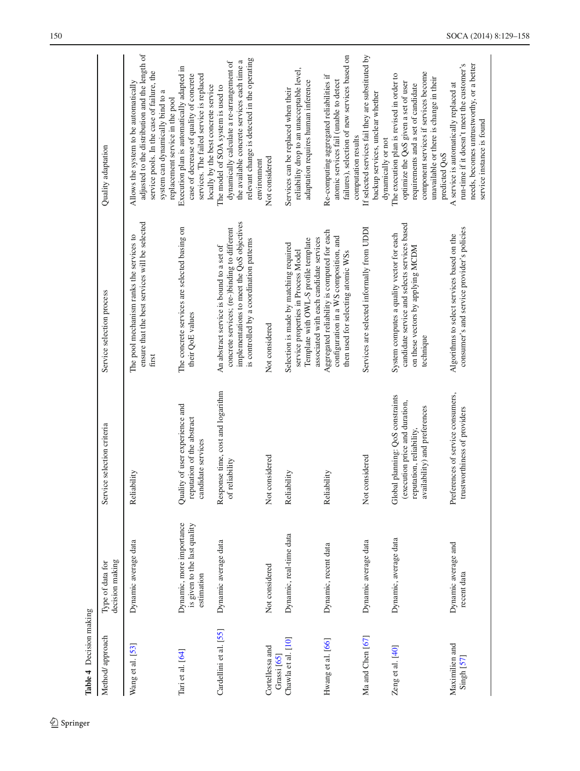**Table 4** Decision making

| Method/approach | Type of data for decision making | Service selection criteria | Service selection process | Quality adaptation |
|---|---|---|---|---|
| Wang et al. [53] | Dynamic average data | Reliability | The pool mechanism ranks the services to ensure that the best services will be selected first | Allows the system to be automatically adjusted to the distribution and the length of service pools. In the case of failure, the system can dynamically bind to a replacement service in the pool |
| Tari et al. [64] | Dynamic, more importance is given to the last quality estimation | Quality of user experience and reputation of the abstract candidate services | The concrete services are selected basing on their QoE values | Execution plan is automatically adapted in case of decrease of quality of concrete services. The failed service is replaced locally by the best concrete service |
| Cardellini et al. [55] | Dynamic average data | Response time, cost and logarithm of reliability | An abstract service is bound to a set of concrete services; (re-)binding to different implementations to meet the QoS objectives is controlled by a coordination patterns | The model of SOA system is used to dynamically calculate a re-arrangement of the available concrete services each time a relevant change is detected in the operating environment |
| Cortellessa and Grassi [65] | Not considered | Not considered | Not considered | Not considered |
| Chawla et al. [10] | Dynamic, real-time data | Reliability | Selection is made by matching required service properties in Process Model Template with OWL-S profile template associated with each candidate services | Services can be replaced when their reliability drop to an unacceptable level, adaptation requires human inference |
| Hwang et al. [66] | Dynamic, recent data | Reliability | Aggregated reliability is computed for each configuration in a WS composition, and then used for selecting atomic WSs | Re-computing aggregated reliabilities if atomic services fail (unable to detect failures), selection of new services based on computation results |
| Ma and Chen [67] | Dynamic average data | Not considered | Services are selected informally from UDDI | If selected services fail they are substituted by backup services, unclear whether dynamically or not |
| Zeng et al. [40] | Dynamic, average data | Global planning: QoS constraints (execution price and duration, reputation, reliability, availability) and preferences | System computes a quality vector for each candidate service and selects services based on these vectors by applying MCDM technique | The execution plan is revised in order to optimize the QoS given a set of user requirements and a set of candidate component services if services become unavailable or there is change in their predicted QoS |
| Maximilien and Singh [57] | Dynamic average and recent data | Preferences of service consumers, trustworthiness of providers | Algorithms to select services based on the consumer's and service provider's policies | A service is automatically replaced at run-time if it doesn't meet the customer's needs, becomes untrustworthy, or a better service instance is found |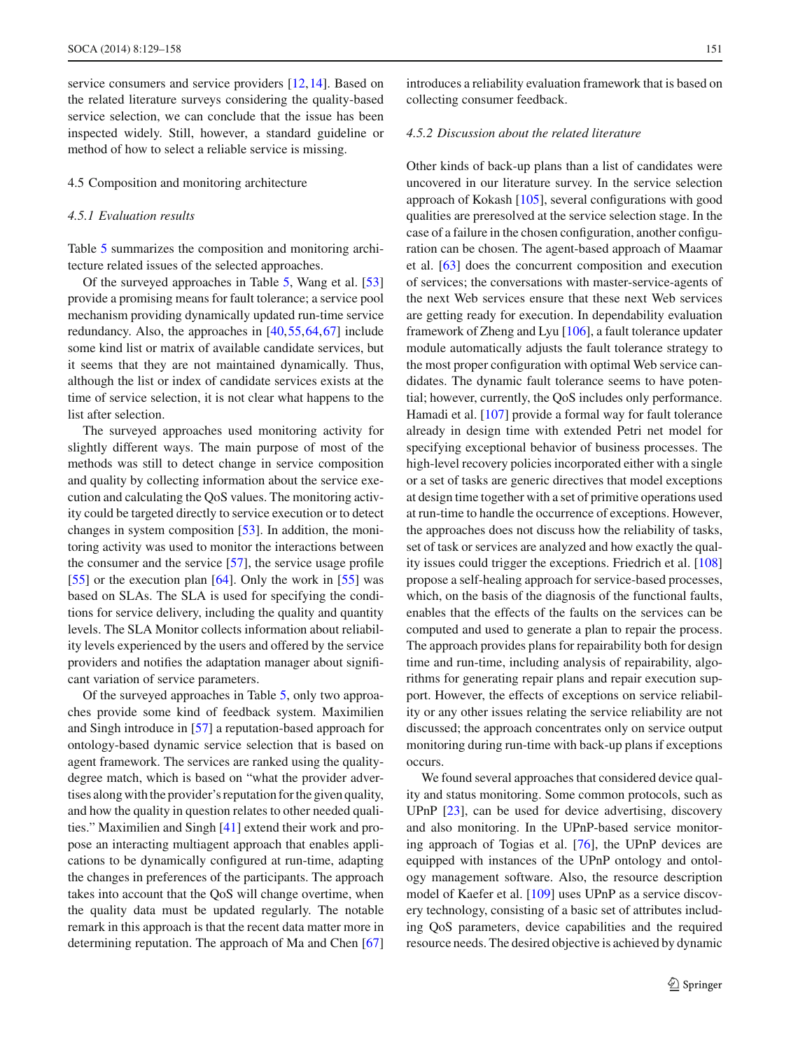service consumers and service providers [12,14]. Based on the related literature surveys considering the quality-based service selection, we can conclude that the issue has been inspected widely. Still, however, a standard guideline or method of how to select a reliable service is missing.

## 4.5 Composition and monitoring architecture

### *4.5.1 Evaluation results*

Table 5 summarizes the composition and monitoring architecture related issues of the selected approaches.

Of the surveyed approaches in Table 5, Wang et al. [53] provide a promising means for fault tolerance; a service pool mechanism providing dynamically updated run-time service redundancy. Also, the approaches in [40,55,64,67] include some kind list or matrix of available candidate services, but it seems that they are not maintained dynamically. Thus, although the list or index of candidate services exists at the time of service selection, it is not clear what happens to the list after selection.

The surveyed approaches used monitoring activity for slightly different ways. The main purpose of most of the methods was still to detect change in service composition and quality by collecting information about the service execution and calculating the QoS values. The monitoring activity could be targeted directly to service execution or to detect changes in system composition [53]. In addition, the monitoring activity was used to monitor the interactions between the consumer and the service [57], the service usage profile [55] or the execution plan [64]. Only the work in [55] was based on SLAs. The SLA is used for specifying the conditions for service delivery, including the quality and quantity levels. The SLA Monitor collects information about reliability levels experienced by the users and offered by the service providers and notifies the adaptation manager about significant variation of service parameters.

Of the surveyed approaches in Table 5, only two approaches provide some kind of feedback system. Maximilien and Singh introduce in [57] a reputation-based approach for ontology-based dynamic service selection that is based on agent framework. The services are ranked using the quality-degree match, which is based on "what the provider advertises along with the provider's reputation for the given quality, and how the quality in question relates to other needed qualities." Maximilien and Singh [41] extend their work and propose an interacting multiagent approach that enables applications to be dynamically configured at run-time, adapting the changes in preferences of the participants. The approach takes into account that the QoS will change overtime, when the quality data must be updated regularly. The notable remark in this approach is that the recent data matter more in determining reputation. The approach of Ma and Chen [67] introduces a reliability evaluation framework that is based on collecting consumer feedback.

### *4.5.2 Discussion about the related literature*

Other kinds of back-up plans than a list of candidates were uncovered in our literature survey. In the service selection approach of Kokash [105], several configurations with good qualities are preresolved at the service selection stage. In the case of a failure in the chosen configuration, another configuration can be chosen. The agent-based approach of Maamar et al. [63] does the concurrent composition and execution of services; the conversations with master-service-agents of the next Web services ensure that these next Web services are getting ready for execution. In dependability evaluation framework of Zheng and Lyu [106], a fault tolerance updater module automatically adjusts the fault tolerance strategy to the most proper configuration with optimal Web service candidates. The dynamic fault tolerance seems to have potential; however, currently, the QoS includes only performance. Hamadi et al. [107] provide a formal way for fault tolerance already in design time with extended Petri net model for specifying exceptional behavior of business processes. The high-level recovery policies incorporated either with a single or a set of tasks are generic directives that model exceptions at design time together with a set of primitive operations used at run-time to handle the occurrence of exceptions. However, the approaches does not discuss how the reliability of tasks, set of task or services are analyzed and how exactly the quality issues could trigger the exceptions. Friedrich et al. [108] propose a self-healing approach for service-based processes, which, on the basis of the diagnosis of the functional faults, enables that the effects of the faults on the services can be computed and used to generate a plan to repair the process. The approach provides plans for repairability both for design time and run-time, including analysis of repairability, algorithms for generating repair plans and repair execution support. However, the effects of exceptions on service reliability or any other issues relating the service reliability are not discussed; the approach concentrates only on service output monitoring during run-time with back-up plans if exceptions occurs.

We found several approaches that considered device quality and status monitoring. Some common protocols, such as UPnP [23], can be used for device advertising, discovery and also monitoring. In the UPnP-based service monitoring approach of Togias et al. [76], the UPnP devices are equipped with instances of the UPnP ontology and ontology management software. Also, the resource description model of Kaefer et al. [109] uses UPnP as a service discovery technology, consisting of a basic set of attributes including QoS parameters, device capabilities and the required resource needs. The desired objective is achieved by dynamic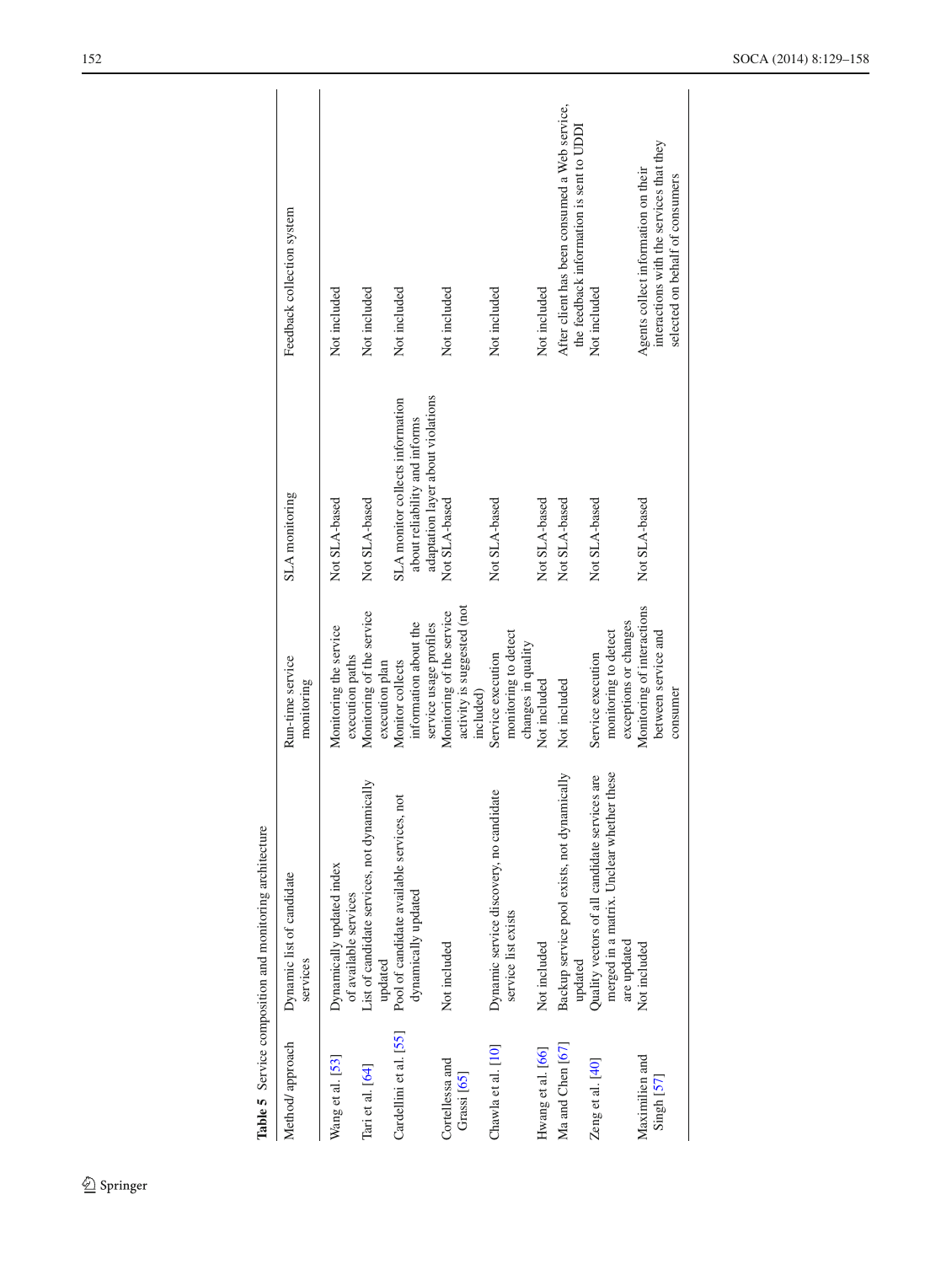**Table 5** Service composition and monitoring architecture

| Method/approach | Dynamic list of candidate services | Run-time service monitoring | SLA monitoring | Feedback collection system |
|---|---|---|---|---|
| Wang et al. [53] | Dynamically updated index of available services | Monitoring the service execution paths | Not SLA-based | Not included |
| Tari et al. [64] | List of candidate services, not dynamically updated | Monitoring of the service execution plan | Not SLA-based | Not included |
| Cardellini et al. [55] | Pool of candidate available services, not dynamically updated | Monitor collects information about the service usage profiles | SLA monitor collects information about reliability and informs adaptation layer about violations | Not included |
| Cortellessa and Grassi [65] | Not included | Monitoring of the service activity is suggested (not included) | Not SLA-based | Not included |
| Chawla et al. [10] | Dynamic service discovery, no candidate service list exists | Service execution monitoring to detect changes in quality | Not SLA-based | Not included |
| Hwang et al. [66] | Not included | Not included | Not SLA-based | Not included |
| Ma and Chen [67] | Backup service pool exists, not dynamically updated | Not included | Not SLA-based | After client has been consumed a Web service, the feedback information is sent to UDDI |
| Zeng et al. [40] | Quality vectors of all candidate services are merged in a matrix. Unclear whether these are updated | Service execution monitoring to detect exceptions or changes | Not SLA-based | Not included |
| Maximilien and Singh [57] | Not included | Monitoring of interactions between service and consumer | Not SLA-based | Agents collect information on their interactions with the services that they selected on behalf of consumers |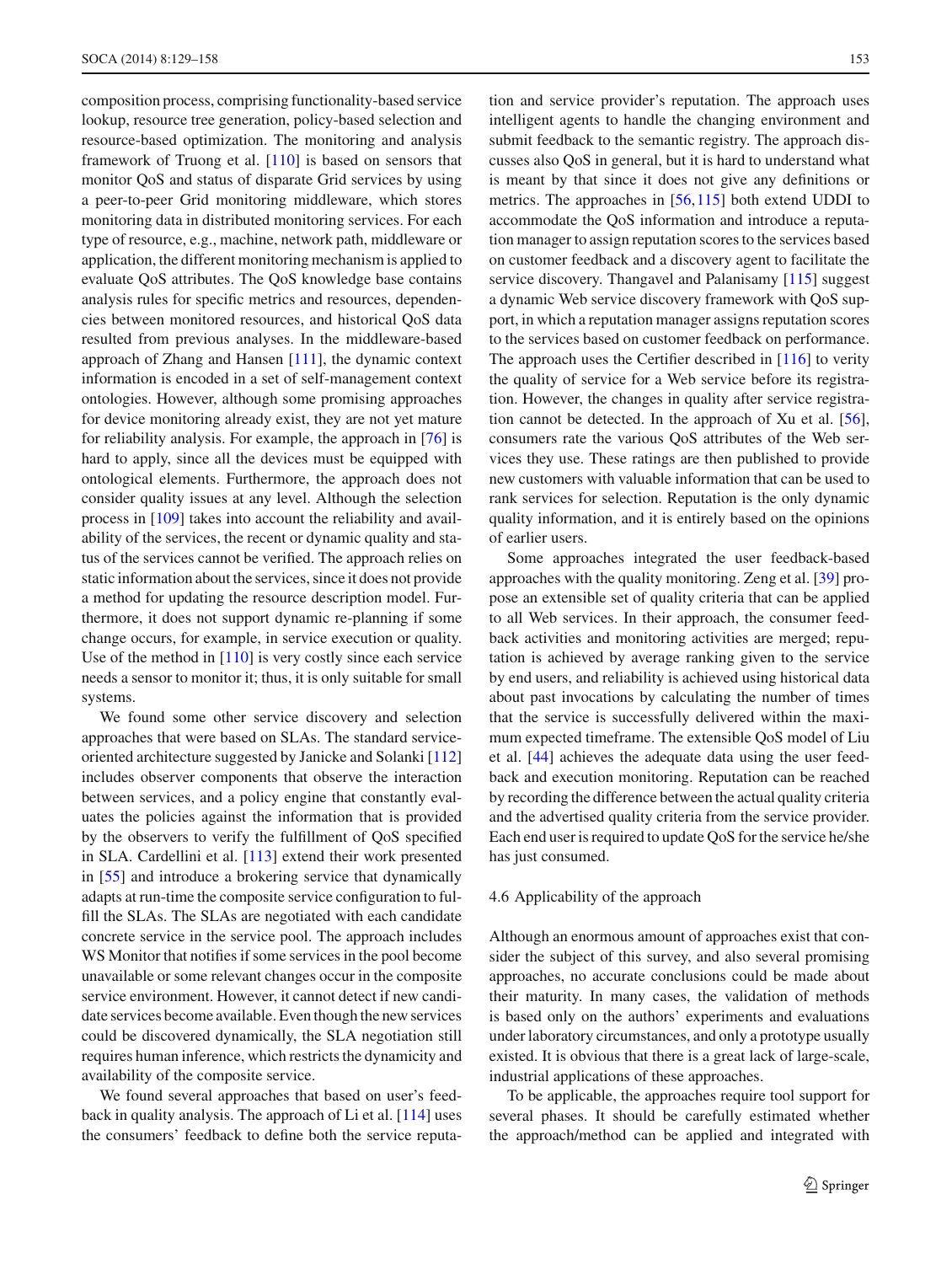composition process, comprising functionality-based service lookup, resource tree generation, policy-based selection and resource-based optimization. The monitoring and analysis framework of Truong et al. [110] is based on sensors that monitor QoS and status of disparate Grid services by using a peer-to-peer Grid monitoring middleware, which stores monitoring data in distributed monitoring services. For each type of resource, e.g., machine, network path, middleware or application, the different monitoring mechanism is applied to evaluate QoS attributes. The QoS knowledge base contains analysis rules for specific metrics and resources, dependencies between monitored resources, and historical QoS data resulted from previous analyses. In the middleware-based approach of Zhang and Hansen [111], the dynamic context information is encoded in a set of self-management context ontologies. However, although some promising approaches for device monitoring already exist, they are not yet mature for reliability analysis. For example, the approach in [76] is hard to apply, since all the devices must be equipped with ontological elements. Furthermore, the approach does not consider quality issues at any level. Although the selection process in [109] takes into account the reliability and availability of the services, the recent or dynamic quality and status of the services cannot be verified. The approach relies on static information about the services, since it does not provide a method for updating the resource description model. Furthermore, it does not support dynamic re-planning if some change occurs, for example, in service execution or quality. Use of the method in [110] is very costly since each service needs a sensor to monitor it; thus, it is only suitable for small systems.

We found some other service discovery and selection approaches that were based on SLAs. The standard service-oriented architecture suggested by Janicke and Solanki [112] includes observer components that observe the interaction between services, and a policy engine that constantly evaluates the policies against the information that is provided by the observers to verify the fulfillment of QoS specified in SLA. Cardellini et al. [113] extend their work presented in [55] and introduce a brokering service that dynamically adapts at run-time the composite service configuration to fulfill the SLAs. The SLAs are negotiated with each candidate concrete service in the service pool. The approach includes WS Monitor that notifies if some services in the pool become unavailable or some relevant changes occur in the composite service environment. However, it cannot detect if new candidate services become available. Even though the new services could be discovered dynamically, the SLA negotiation still requires human inference, which restricts the dynamicity and availability of the composite service.

We found several approaches that based on user's feedback in quality analysis. The approach of Li et al. [114] uses the consumers' feedback to define both the service reputation and service provider's reputation. The approach uses intelligent agents to handle the changing environment and submit feedback to the semantic registry. The approach discusses also QoS in general, but it is hard to understand what is meant by that since it does not give any definitions or metrics. The approaches in [56,115] both extend UDDI to accommodate the QoS information and introduce a reputation manager to assign reputation scores to the services based on customer feedback and a discovery agent to facilitate the service discovery. Thangavel and Palanisamy [115] suggest a dynamic Web service discovery framework with QoS support, in which a reputation manager assigns reputation scores to the services based on customer feedback on performance. The approach uses the Certifier described in [116] to verity the quality of service for a Web service before its registration. However, the changes in quality after service registration cannot be detected. In the approach of Xu et al. [56], consumers rate the various QoS attributes of the Web services they use. These ratings are then published to provide new customers with valuable information that can be used to rank services for selection. Reputation is the only dynamic quality information, and it is entirely based on the opinions of earlier users.

Some approaches integrated the user feedback-based approaches with the quality monitoring. Zeng et al. [39] propose an extensible set of quality criteria that can be applied to all Web services. In their approach, the consumer feedback activities and monitoring activities are merged; reputation is achieved by average ranking given to the service by end users, and reliability is achieved using historical data about past invocations by calculating the number of times that the service is successfully delivered within the maximum expected timeframe. The extensible QoS model of Liu et al. [44] achieves the adequate data using the user feedback and execution monitoring. Reputation can be reached by recording the difference between the actual quality criteria and the advertised quality criteria from the service provider. Each end user is required to update QoS for the service he/she has just consumed.

### 4.6 Applicability of the approach

Although an enormous amount of approaches exist that consider the subject of this survey, and also several promising approaches, no accurate conclusions could be made about their maturity. In many cases, the validation of methods is based only on the authors' experiments and evaluations under laboratory circumstances, and only a prototype usually existed. It is obvious that there is a great lack of large-scale, industrial applications of these approaches.

To be applicable, the approaches require tool support for several phases. It should be carefully estimated whether the approach/method can be applied and integrated with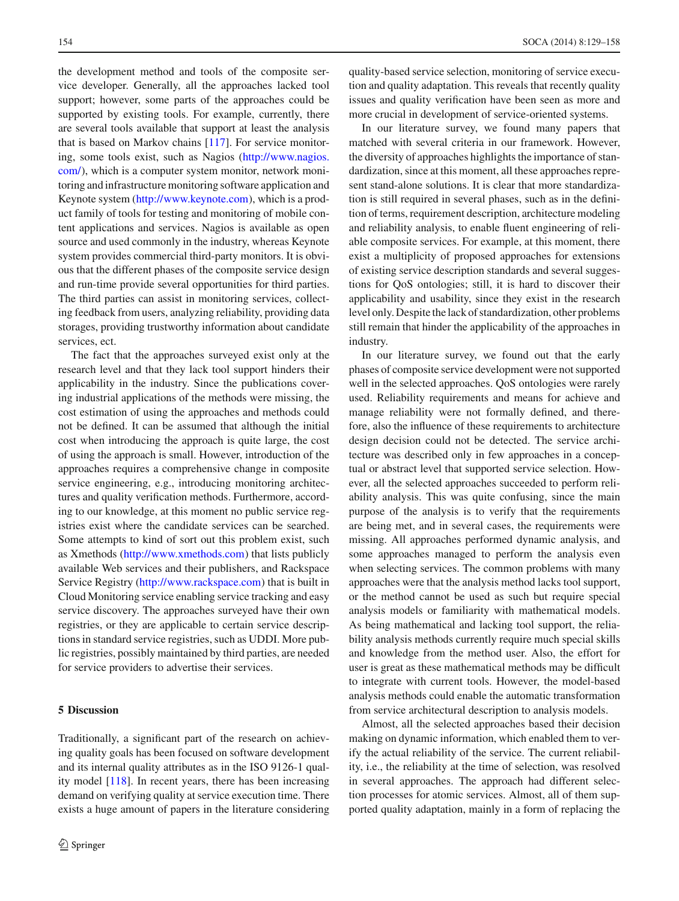the development method and tools of the composite service developer. Generally, all the approaches lacked tool support; however, some parts of the approaches could be supported by existing tools. For example, currently, there are several tools available that support at least the analysis that is based on Markov chains [117]. For service monitoring, some tools exist, such as Nagios (http://www.nagios.com/), which is a computer system monitor, network monitoring and infrastructure monitoring software application and Keynote system (http://www.keynote.com), which is a product family of tools for testing and monitoring of mobile content applications and services. Nagios is available as open source and used commonly in the industry, whereas Keynote system provides commercial third-party monitors. It is obvious that the different phases of the composite service design and run-time provide several opportunities for third parties. The third parties can assist in monitoring services, collecting feedback from users, analyzing reliability, providing data storages, providing trustworthy information about candidate services, ect.

The fact that the approaches surveyed exist only at the research level and that they lack tool support hinders their applicability in the industry. Since the publications covering industrial applications of the methods were missing, the cost estimation of using the approaches and methods could not be defined. It can be assumed that although the initial cost when introducing the approach is quite large, the cost of using the approach is small. However, introduction of the approaches requires a comprehensive change in composite service engineering, e.g., introducing monitoring architectures and quality verification methods. Furthermore, according to our knowledge, at this moment no public service registries exist where the candidate services can be searched. Some attempts to kind of sort out this problem exist, such as Xmethods (http://www.xmethods.com) that lists publicly available Web services and their publishers, and Rackspace Service Registry (http://www.rackspace.com) that is built in Cloud Monitoring service enabling service tracking and easy service discovery. The approaches surveyed have their own registries, or they are applicable to certain service descriptions in standard service registries, such as UDDI. More public registries, possibly maintained by third parties, are needed for service providers to advertise their services.

## 5 Discussion

Traditionally, a significant part of the research on achieving quality goals has been focused on software development and its internal quality attributes as in the ISO 9126-1 quality model [118]. In recent years, there has been increasing demand on verifying quality at service execution time. There exists a huge amount of papers in the literature considering quality-based service selection, monitoring of service execution and quality adaptation. This reveals that recently quality issues and quality verification have been seen as more and more crucial in development of service-oriented systems.

In our literature survey, we found many papers that matched with several criteria in our framework. However, the diversity of approaches highlights the importance of standardization, since at this moment, all these approaches represent stand-alone solutions. It is clear that more standardization is still required in several phases, such as in the definition of terms, requirement description, architecture modeling and reliability analysis, to enable fluent engineering of reliable composite services. For example, at this moment, there exist a multiplicity of proposed approaches for extensions of existing service description standards and several suggestions for QoS ontologies; still, it is hard to discover their applicability and usability, since they exist in the research level only. Despite the lack of standardization, other problems still remain that hinder the applicability of the approaches in industry.

In our literature survey, we found out that the early phases of composite service development were not supported well in the selected approaches. QoS ontologies were rarely used. Reliability requirements and means for achieve and manage reliability were not formally defined, and therefore, also the influence of these requirements to architecture design decision could not be detected. The service architecture was described only in few approaches in a conceptual or abstract level that supported service selection. However, all the selected approaches succeeded to perform reliability analysis. This was quite confusing, since the main purpose of the analysis is to verify that the requirements are being met, and in several cases, the requirements were missing. All approaches performed dynamic analysis, and some approaches managed to perform the analysis even when selecting services. The common problems with many approaches were that the analysis method lacks tool support, or the method cannot be used as such but require special analysis models or familiarity with mathematical models. As being mathematical and lacking tool support, the reliability analysis methods currently require much special skills and knowledge from the method user. Also, the effort for user is great as these mathematical methods may be difficult to integrate with current tools. However, the model-based analysis methods could enable the automatic transformation from service architectural description to analysis models.

Almost, all the selected approaches based their decision making on dynamic information, which enabled them to verify the actual reliability of the service. The current reliability, i.e., the reliability at the time of selection, was resolved in several approaches. The approach had different selection processes for atomic services. Almost, all of them supported quality adaptation, mainly in a form of replacing the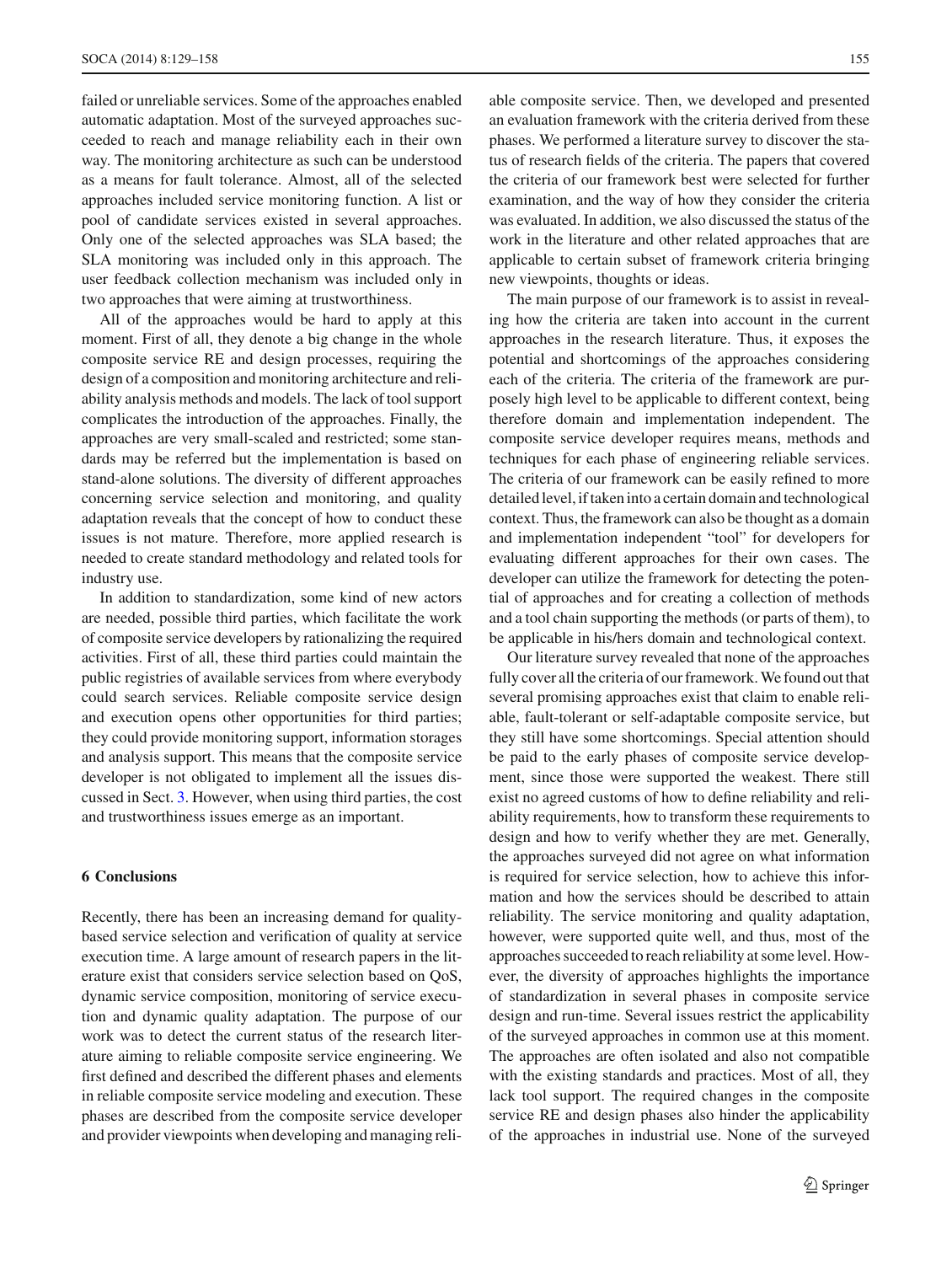failed or unreliable services. Some of the approaches enabled automatic adaptation. Most of the surveyed approaches succeeded to reach and manage reliability each in their own way. The monitoring architecture as such can be understood as a means for fault tolerance. Almost, all of the selected approaches included service monitoring function. A list or pool of candidate services existed in several approaches. Only one of the selected approaches was SLA based; the SLA monitoring was included only in this approach. The user feedback collection mechanism was included only in two approaches that were aiming at trustworthiness.

All of the approaches would be hard to apply at this moment. First of all, they denote a big change in the whole composite service RE and design processes, requiring the design of a composition and monitoring architecture and reliability analysis methods and models. The lack of tool support complicates the introduction of the approaches. Finally, the approaches are very small-scaled and restricted; some standards may be referred but the implementation is based on stand-alone solutions. The diversity of different approaches concerning service selection and monitoring, and quality adaptation reveals that the concept of how to conduct these issues is not mature. Therefore, more applied research is needed to create standard methodology and related tools for industry use.

In addition to standardization, some kind of new actors are needed, possible third parties, which facilitate the work of composite service developers by rationalizing the required activities. First of all, these third parties could maintain the public registries of available services from where everybody could search services. Reliable composite service design and execution opens other opportunities for third parties; they could provide monitoring support, information storages and analysis support. This means that the composite service developer is not obligated to implement all the issues discussed in Sect. 3. However, when using third parties, the cost and trustworthiness issues emerge as an important.

## 6 Conclusions

Recently, there has been an increasing demand for quality-based service selection and verification of quality at service execution time. A large amount of research papers in the literature exist that considers service selection based on QoS, dynamic service composition, monitoring of service execution and dynamic quality adaptation. The purpose of our work was to detect the current status of the research literature aiming to reliable composite service engineering. We first defined and described the different phases and elements in reliable composite service modeling and execution. These phases are described from the composite service developer and provider viewpoints when developing and managing reliable composite service. Then, we developed and presented an evaluation framework with the criteria derived from these phases. We performed a literature survey to discover the status of research fields of the criteria. The papers that covered the criteria of our framework best were selected for further examination, and the way of how they consider the criteria was evaluated. In addition, we also discussed the status of the work in the literature and other related approaches that are applicable to certain subset of framework criteria bringing new viewpoints, thoughts or ideas.

The main purpose of our framework is to assist in revealing how the criteria are taken into account in the current approaches in the research literature. Thus, it exposes the potential and shortcomings of the approaches considering each of the criteria. The criteria of the framework are purposely high level to be applicable to different context, being therefore domain and implementation independent. The composite service developer requires means, methods and techniques for each phase of engineering reliable services. The criteria of our framework can be easily refined to more detailed level, if taken into a certain domain and technological context. Thus, the framework can also be thought as a domain and implementation independent "tool" for developers for evaluating different approaches for their own cases. The developer can utilize the framework for detecting the potential of approaches and for creating a collection of methods and a tool chain supporting the methods (or parts of them), to be applicable in his/hers domain and technological context.

Our literature survey revealed that none of the approaches fully cover all the criteria of our framework. We found out that several promising approaches exist that claim to enable reliable, fault-tolerant or self-adaptable composite service, but they still have some shortcomings. Special attention should be paid to the early phases of composite service development, since those were supported the weakest. There still exist no agreed customs of how to define reliability and reliability requirements, how to transform these requirements to design and how to verify whether they are met. Generally, the approaches surveyed did not agree on what information is required for service selection, how to achieve this information and how the services should be described to attain reliability. The service monitoring and quality adaptation, however, were supported quite well, and thus, most of the approaches succeeded to reach reliability at some level. However, the diversity of approaches highlights the importance of standardization in several phases in composite service design and run-time. Several issues restrict the applicability of the surveyed approaches in common use at this moment. The approaches are often isolated and also not compatible with the existing standards and practices. Most of all, they lack tool support. The required changes in the composite service RE and design phases also hinder the applicability of the approaches in industrial use. None of the surveyed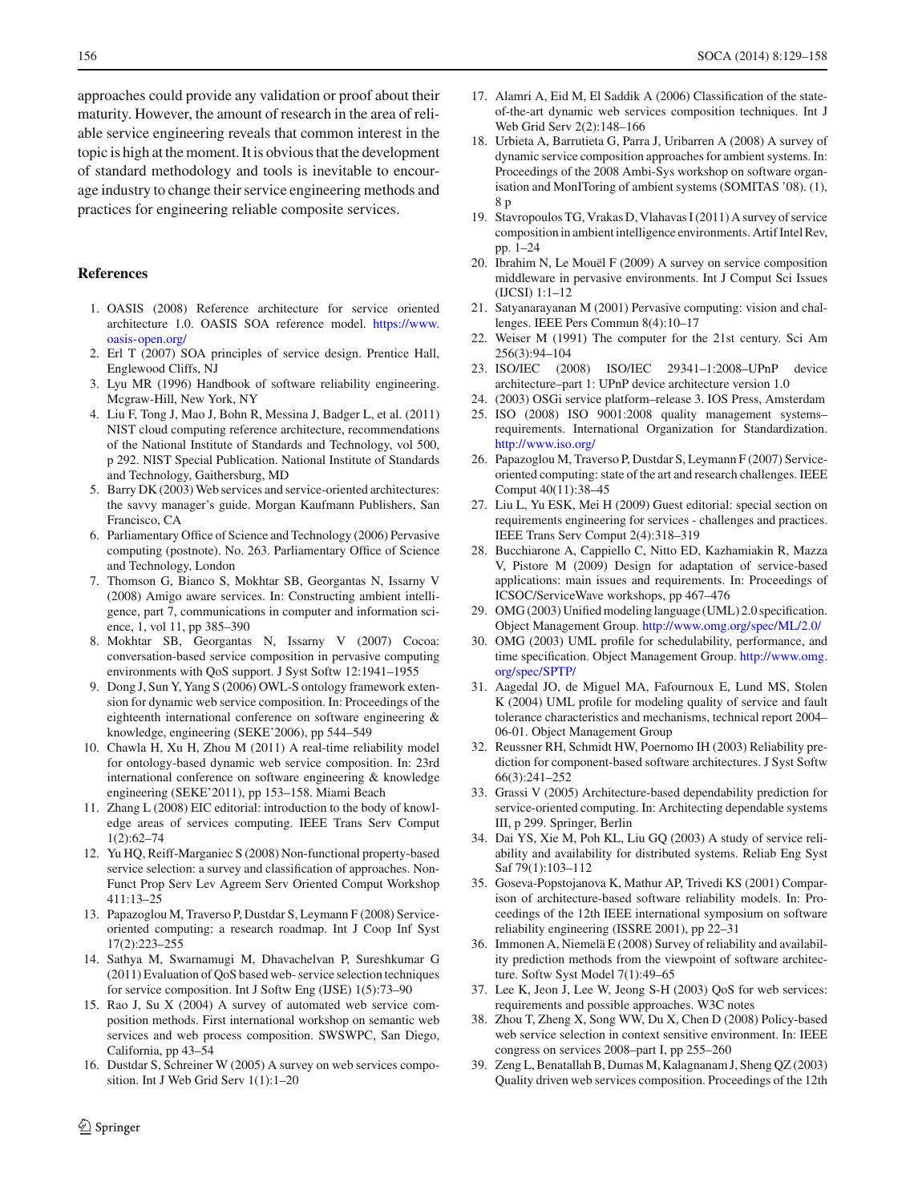approaches could provide any validation or proof about their maturity. However, the amount of research in the area of reliable service engineering reveals that common interest in the topic is high at the moment. It is obvious that the development of standard methodology and tools is inevitable to encourage industry to change their service engineering methods and practices for engineering reliable composite services.

## References

1. OASIS (2008) Reference architecture for service oriented architecture 1.0. OASIS SOA reference model. https://www.oasis-open.org/
2. Erl T (2007) SOA principles of service design. Prentice Hall, Englewood Cliffs, NJ
3. Lyu MR (1996) Handbook of software reliability engineering. Mcgraw-Hill, New York, NY
4. Liu F, Tong J, Mao J, Bohn R, Messina J, Badger L, et al. (2011) NIST cloud computing reference architecture, recommendations of the National Institute of Standards and Technology, vol 500, p 292. NIST Special Publication. National Institute of Standards and Technology, Gaithersburg, MD
5. Barry DK (2003) Web services and service-oriented architectures: the savvy manager's guide. Morgan Kaufmann Publishers, San Francisco, CA
6. Parliamentary Office of Science and Technology (2006) Pervasive computing (postnote). No. 263. Parliamentary Office of Science and Technology, London
7. Thomson G, Bianco S, Mokhtar SB, Georgantas N, Issarny V (2008) Amigo aware services. In: Constructing ambient intelligence, part 7, communications in computer and information science, 1, vol 11, pp 385–390
8. Mokhtar SB, Georgantas N, Issarny V (2007) Cocoa: conversation-based service composition in pervasive computing environments with QoS support. J Syst Softw 12:1941–1955
9. Dong J, Sun Y, Yang S (2006) OWL-S ontology framework extension for dynamic web service composition. In: Proceedings of the eighteenth international conference on software engineering & knowledge, engineering (SEKE'2006), pp 544–549
10. Chawla H, Xu H, Zhou M (2011) A real-time reliability model for ontology-based dynamic web service composition. In: 23rd international conference on software engineering & knowledge engineering (SEKE'2011), pp 153–158. Miami Beach
11. Zhang L (2008) EIC editorial: introduction to the body of knowledge areas of services computing. IEEE Trans Serv Comput 1(2):62–74
12. Yu HQ, Reiff-Marganiec S (2008) Non-functional property-based service selection: a survey and classification of approaches. Non-Funct Prop Serv Lev Agreem Serv Oriented Comput Workshop 411:13–25
13. Papazoglou M, Traverso P, Dustdar S, Leymann F (2008) Service-oriented computing: a research roadmap. Int J Coop Inf Syst 17(2):223–255
14. Sathya M, Swarnamugi M, Dhavachelvan P, Sureshkumar G (2011) Evaluation of QoS based web- service selection techniques for service composition. Int J Softw Eng (IJSE) 1(5):73–90
15. Rao J, Su X (2004) A survey of automated web service composition methods. First international workshop on semantic web services and web process composition. SWSWPC, San Diego, California, pp 43–54
16. Dustdar S, Schreiner W (2005) A survey on web services composition. Int J Web Grid Serv 1(1):1–20
17. Alamri A, Eid M, El Saddik A (2006) Classification of the state-of-the-art dynamic web services composition techniques. Int J Web Grid Serv 2(2):148–166
18. Urbieta A, Barrutieta G, Parra J, Uribarren A (2008) A survey of dynamic service composition approaches for ambient systems. In: Proceedings of the 2008 Ambi-Sys workshop on software organisation and MonIToring of ambient systems (SOMITAS '08). (1), 8 p
19. Stavropoulos TG, Vrakas D, Vlahavas I (2011) A survey of service composition in ambient intelligence environments. Artif Intel Rev, pp. 1–24
20. Ibrahim N, Le Mouël F (2009) A survey on service composition middleware in pervasive environments. Int J Comput Sci Issues (IJCSI) 1:1–12
21. Satyanarayanan M (2001) Pervasive computing: vision and challenges. IEEE Pers Commun 8(4):10–17
22. Weiser M (1991) The computer for the 21st century. Sci Am 256(3):94–104
23. ISO/IEC (2008) ISO/IEC 29341–1:2008–UPnP device architecture–part 1: UPnP device architecture version 1.0
24. (2003) OSGi service platform–release 3. IOS Press, Amsterdam
25. ISO (2008) ISO 9001:2008 quality management systems–requirements. International Organization for Standardization. http://www.iso.org/
26. Papazoglou M, Traverso P, Dustdar S, Leymann F (2007) Service-oriented computing: state of the art and research challenges. IEEE Comput 40(11):38–45
27. Liu L, Yu ESK, Mei H (2009) Guest editorial: special section on requirements engineering for services - challenges and practices. IEEE Trans Serv Comput 2(4):318–319
28. Bucchiarone A, Cappiello C, Nitto ED, Kazhamiakin R, Mazza V, Pistore M (2009) Design for adaptation of service-based applications: main issues and requirements. In: Proceedings of ICSOC/ServiceWave workshops, pp 467–476
29. OMG (2003) Unified modeling language (UML) 2.0 specification. Object Management Group. http://www.omg.org/spec/ML/2.0/
30. OMG (2003) UML profile for schedulability, performance, and time specification. Object Management Group. http://www.omg.org/spec/SPTP/
31. Aagedal JO, de Miguel MA, Fafournoux E, Lund MS, Stolen K (2004) UML profile for modeling quality of service and fault tolerance characteristics and mechanisms, technical report 2004–06-01. Object Management Group
32. Reussner RH, Schmidt HW, Poernomo IH (2003) Reliability prediction for component-based software architectures. J Syst Softw 66(3):241–252
33. Grassi V (2005) Architecture-based dependability prediction for service-oriented computing. In: Architecting dependable systems III, p 299. Springer, Berlin
34. Dai YS, Xie M, Poh KL, Liu GQ (2003) A study of service reliability and availability for distributed systems. Reliab Eng Syst Saf 79(1):103–112
35. Goseva-Popstojanova K, Mathur AP, Trivedi KS (2001) Comparison of architecture-based software reliability models. In: Proceedings of the 12th IEEE international symposium on software reliability engineering (ISSRE 2001), pp 22–31
36. Immonen A, Niemelä E (2008) Survey of reliability and availability prediction methods from the viewpoint of software architecture. Softw Syst Model 7(1):49–65
37. Lee K, Jeon J, Lee W, Jeong S-H (2003) QoS for web services: requirements and possible approaches. W3C notes
38. Zhou T, Zheng X, Song WW, Du X, Chen D (2008) Policy-based web service selection in context sensitive environment. In: IEEE congress on services 2008–part I, pp 255–260
39. Zeng L, Benatallah B, Dumas M, Kalagnanam J, Sheng QZ (2003) Quality driven web services composition. Proceedings of the 12th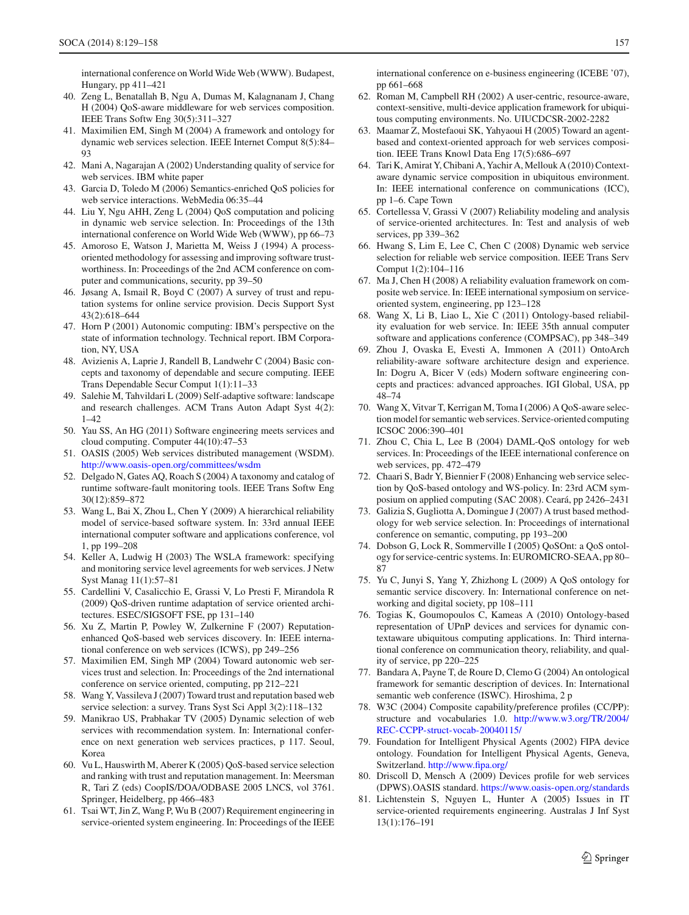international conference on World Wide Web (WWW). Budapest, Hungary, pp 411–421

40. Zeng L, Benatallah B, Ngu A, Dumas M, Kalagnanam J, Chang H (2004) QoS-aware middleware for web services composition. IEEE Trans Softw Eng 30(5):311–327
41. Maximilien EM, Singh M (2004) A framework and ontology for dynamic web services selection. IEEE Internet Comput 8(5):84–93
42. Mani A, Nagarajan A (2002) Understanding quality of service for web services. IBM white paper
43. Garcia D, Toledo M (2006) Semantics-enriched QoS policies for web service interactions. WebMedia 06:35–44
44. Liu Y, Ngu AHH, Zeng L (2004) QoS computation and policing in dynamic web service selection. In: Proceedings of the 13th international conference on World Wide Web (WWW), pp 66–73
45. Amoroso E, Watson J, Marietta M, Weiss J (1994) A process-oriented methodology for assessing and improving software trustworthiness. In: Proceedings of the 2nd ACM conference on computer and communications, security, pp 39–50
46. Jøsang A, Ismail R, Boyd C (2007) A survey of trust and reputation systems for online service provision. Decis Support Syst 43(2):618–644
47. Horn P (2001) Autonomic computing: IBM's perspective on the state of information technology. Technical report. IBM Corporation, NY, USA
48. Avizienis A, Laprie J, Randell B, Landwehr C (2004) Basic concepts and taxonomy of dependable and secure computing. IEEE Trans Dependable Secur Comput 1(1):11–33
49. Salehie M, Tahvildari L (2009) Self-adaptive software: landscape and research challenges. ACM Trans Auton Adapt Syst 4(2):1–42
50. Yau SS, An HG (2011) Software engineering meets services and cloud computing. Computer 44(10):47–53
51. OASIS (2005) Web services distributed management (WSDM). http://www.oasis-open.org/committees/wsdm
52. Delgado N, Gates AQ, Roach S (2004) A taxonomy and catalog of runtime software-fault monitoring tools. IEEE Trans Softw Eng 30(12):859–872
53. Wang L, Bai X, Zhou L, Chen Y (2009) A hierarchical reliability model of service-based software system. In: 33rd annual IEEE international computer software and applications conference, vol 1, pp 199–208
54. Keller A, Ludwig H (2003) The WSLA framework: specifying and monitoring service level agreements for web services. J Netw Syst Manag 11(1):57–81
55. Cardellini V, Casalicchio E, Grassi V, Lo Presti F, Mirandola R (2009) QoS-driven runtime adaptation of service oriented architectures. ESEC/SIGSOFT FSE, pp 131–140
56. Xu Z, Martin P, Powley W, Zulkernine F (2007) Reputation-enhanced QoS-based web services discovery. In: IEEE international conference on web services (ICWS), pp 249–256
57. Maximilien EM, Singh MP (2004) Toward autonomic web services trust and selection. In: Proceedings of the 2nd international conference on service oriented, computing, pp 212–221
58. Wang Y, Vassileva J (2007) Toward trust and reputation based web service selection: a survey. Trans Syst Sci Appl 3(2):118–132
59. Manikrao US, Prabhakar TV (2005) Dynamic selection of web services with recommendation system. In: International conference on next generation web services practices, p 117. Seoul, Korea
60. Vu L, Hauswirth M, Aberer K (2005) QoS-based service selection and ranking with trust and reputation management. In: Meersman R, Tari Z (eds) CoopIS/DOA/ODBASE 2005 LNCS, vol 3761. Springer, Heidelberg, pp 466–483
61. Tsai WT, Jin Z, Wang P, Wu B (2007) Requirement engineering in service-oriented system engineering. In: Proceedings of the IEEE international conference on e-business engineering (ICEBE '07), pp 661–668
62. Roman M, Campbell RH (2002) A user-centric, resource-aware, context-sensitive, multi-device application framework for ubiquitous computing environments. No. UIUCDCSR-2002-2282
63. Maamar Z, Mostefaoui SK, Yahyaoui H (2005) Toward an agent-based and context-oriented approach for web services composition. IEEE Trans Knowl Data Eng 17(5):686–697
64. Tari K, Amirat Y, Chibani A, Yachir A, Mellouk A (2010) Context-aware dynamic service composition in ubiquitous environment. In: IEEE international conference on communications (ICC), pp 1–6. Cape Town
65. Cortellessa V, Grassi V (2007) Reliability modeling and analysis of service-oriented architectures. In: Test and analysis of web services, pp 339–362
66. Hwang S, Lim E, Lee C, Chen C (2008) Dynamic web service selection for reliable web service composition. IEEE Trans Serv Comput 1(2):104–116
67. Ma J, Chen H (2008) A reliability evaluation framework on composite web service. In: IEEE international symposium on service-oriented system, engineering, pp 123–128
68. Wang X, Li B, Liao L, Xie C (2011) Ontology-based reliability evaluation for web service. In: IEEE 35th annual computer software and applications conference (COMPSAC), pp 348–349
69. Zhou J, Ovaska E, Evesti A, Immonen A (2011) OntoArch reliability-aware software architecture design and experience. In: Dogru A, Bicer V (eds) Modern software engineering concepts and practices: advanced approaches. IGI Global, USA, pp 48–74
70. Wang X, Vitvar T, Kerrigan M, Toma I (2006) A QoS-aware selection model for semantic web services. Service-oriented computing ICSOC 2006:390–401
71. Zhou C, Chia L, Lee B (2004) DAML-QoS ontology for web services. In: Proceedings of the IEEE international conference on web services, pp. 472–479
72. Chaari S, Badr Y, Biennier F (2008) Enhancing web service selection by QoS-based ontology and WS-policy. In: 23rd ACM symposium on applied computing (SAC 2008). Ceará, pp 2426–2431
73. Galizia S, Gugliotta A, Domingue J (2007) A trust based methodology for web service selection. In: Proceedings of international conference on semantic, computing, pp 193–200
74. Dobson G, Lock R, Sommerville I (2005) QoSOnt: a QoS ontology for service-centric systems. In: EUROMICRO-SEAA, pp 80–87
75. Yu C, Junyi S, Yang Y, Zhizhong L (2009) A QoS ontology for semantic service discovery. In: International conference on networking and digital society, pp 108–111
76. Togias K, Goumopoulos C, Kameas A (2010) Ontology-based representation of UPnP devices and services for dynamic context-aware ubiquitous computing applications. In: Third international conference on communication theory, reliability, and quality of service, pp 220–225
77. Bandara A, Payne T, de Roure D, Clemo G (2004) An ontological framework for semantic description of devices. In: International semantic web conference (ISWC). Hiroshima, 2 p
78. W3C (2004) Composite capability/preference profiles (CC/PP): structure and vocabularies 1.0. http://www.w3.org/TR/2004/REC-CCPP-struct-vocab-20040115/
79. Foundation for Intelligent Physical Agents (2002) FIPA device ontology. Foundation for Intelligent Physical Agents, Geneva, Switzerland. http://www.fipa.org/
80. Driscoll D, Mensch A (2009) Devices profile for web services (DPWS).OASIS standard. https://www.oasis-open.org/standards
81. Lichtenstein S, Nguyen L, Hunter A (2005) Issues in IT service-oriented requirements engineering. Australas J Inf Syst 13(1):176–191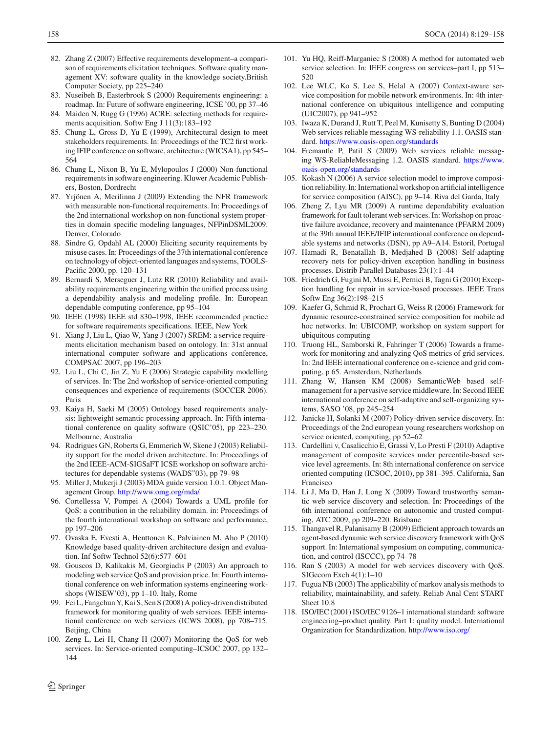82. Zhang Z (2007) Effective requirements development–a comparison of requirements elicitation techniques. Software quality management XV: software quality in the knowledge society.British Computer Society, pp 225–240
83. Nuseibeh B, Easterbrook S (2000) Requirements engineering: a roadmap. In: Future of software engineering, ICSE '00, pp 37–46
84. Maiden N, Rugg G (1996) ACRE: selecting methods for requirements acquisition. Softw Eng J 11(3):183–192
85. Chung L, Gross D, Yu E (1999), Architectural design to meet stakeholders requirements. In: Proceedings of the TC2 first working IFIP conference on software, architecture (WICSA1), pp 545–564
86. Chung L, Nixon B, Yu E, Mylopoulos J (2000) Non-functional requirements in software engineering. Kluwer Academic Publishers, Boston, Dordrecht
87. Yrjönen A, Merilinna J (2009) Extending the NFR framework with measurable non-functional requirements. In: Proceedings of the 2nd international workshop on non-functional system properties in domain specific modeling languages, NFPinDSML2009. Denver, Colorado
88. Sindre G, Opdahl AL (2000) Eliciting security requirements by misuse cases. In: Proceedings of the 37th international conference on technology of object-oriented languages and systems, TOOLS-Pacific 2000, pp. 120–131
89. Bernardi S, Merseguer J, Lutz RR (2010) Reliability and availability requirements engineering within the unified process using a dependability analysis and modeling profile. In: European dependable computing conference, pp 95–104
90. IEEE (1998) IEEE std 830–1998, IEEE recommended practice for software requirements specifications. IEEE, New York
91. Xiang J, Liu L, Qiao W, Yang J (2007) SREM: a service requirements elicitation mechanism based on ontology. In: 31st annual international computer software and applications conference, COMPSAC 2007, pp 196–203
92. Liu L, Chi C, Jin Z, Yu E (2006) Strategic capability modelling of services. In: The 2nd workshop of service-oriented computing consequences and experience of requirements (SOCCER 2006). Paris
93. Kaiya H, Saeki M (2005) Ontology based requirements analysis: lightweight semantic processing approach. In: Fifth international conference on quality software (QSIC'05), pp 223–230. Melbourne, Australia
94. Rodrigues GN, Roberts G, Emmerich W, Skene J (2003) Reliability support for the model driven architecture. In: Proceedings of the 2nd IEEE-ACM-SIGSaFT ICSE workshop on software architectures for dependable systems (WADS"03), pp 79–98
95. Miller J, Mukerji J (2003) MDA guide version 1.0.1. Object Management Group. http://www.omg.org/mda/
96. Cortellessa V, Pompei A (2004) Towards a UML profile for QoS: a contribution in the reliability domain. in: Proceedings of the fourth international workshop on software and performance, pp 197–206
97. Ovaska E, Evesti A, Henttonen K, Palviainen M, Aho P (2010) Knowledge based quality-driven architecture design and evaluation. Inf Softw Technol 52(6):577–601
98. Gouscos D, Kalikakis M, Georgiadis P (2003) An approach to modeling web service QoS and provision price. In: Fourth international conference on web information systems engineering workshops (WISEW'03), pp 1–10. Italy, Rome
99. Fei L, Fangchun Y, Kai S, Sen S (2008) A policy-driven distributed framework for monitoring quality of web services. IEEE international conference on web services (ICWS 2008), pp 708–715. Beijing, China
100. Zeng L, Lei H, Chang H (2007) Monitoring the QoS for web services. In: Service-oriented computing–ICSOC 2007, pp 132–144
101. Yu HQ, Reiff-Marganiec S (2008) A method for automated web service selection. In: IEEE congress on services–part I, pp 513–520
102. Lee WLC, Ko S, Lee S, Helal A (2007) Context-aware service composition for mobile network environments. In: 4th international conference on ubiquitous intelligence and computing (UIC2007), pp 941–952
103. Iwaza K, Durand J, Rutt T, Peel M, Kunisetty S, Bunting D (2004) Web services reliable messaging WS-reliability 1.1. OASIS standard. https://www.oasis-open.org/standards
104. Fremantle P, Patil S (2009) Web services reliable messaging WS-ReliableMessaging 1.2. OASIS standard. https://www.oasis-open.org/standards
105. Kokash N (2006) A service selection model to improve composition reliability. In: International workshop on artificial intelligence for service composition (AISC), pp 9–14. Riva del Garda, Italy
106. Zheng Z, Lyu MR (2009) A runtime dependability evaluation framework for fault tolerant web services. In: Workshop on proactive failure avoidance, recovery and maintenance (PFARM 2009) at the 39th annual IEEE/IFIP international conference on dependable systems and networks (DSN), pp A9–A14. Estoril, Portugal
107. Hamadi R, Benatallah B, Medjahed B (2008) Self-adapting recovery nets for policy-driven exception handling in business processes. Distrib Parallel Databases 23(1):1–44
108. Friedrich G, Fugini M, Mussi E, Pernici B, Tagni G (2010) Exception handling for repair in service-based processes. IEEE Trans Softw Eng 36(2):198–215
109. Kaefer G, Schmid R, Prochart G, Weiss R (2006) Framework for dynamic resource-constrained service composition for mobile ad hoc networks. In: UBICOMP, workshop on system support for ubiquitous computing
110. Truong HL, Samborski R, Fahringer T (2006) Towards a framework for monitoring and analyzing QoS metrics of grid services. In: 2nd IEEE international conference on e-science and grid computing, p 65. Amsterdam, Netherlands
111. Zhang W, Hansen KM (2008) SemanticWeb based self-management for a pervasive service middleware. In: Second IEEE international conference on self-adaptive and self-organizing systems, SASO '08, pp 245–254
112. Janicke H, Solanki M (2007) Policy-driven service discovery. In: Proceedings of the 2nd european young researchers workshop on service oriented, computing, pp 52–62
113. Cardellini v, Casalicchio E, Grassi V, Lo Presti F (2010) Adaptive management of composite services under percentile-based service level agreements. In: 8th international conference on service oriented computing (ICSOC, 2010), pp 381–395. California, San Francisco
114. Li J, Ma D, Han J, Long X (2009) Toward trustworthy semantic web service discovery and selection. In: Proceedings of the 6th international conference on autonomic and trusted computing, ATC 2009, pp 209–220. Brisbane
115. Thangavel R, Palanisamy B (2009) Efficient approach towards an agent-based dynamic web service discovery framework with QoS support. In: International symposium on computing, communication, and control (ISCCC), pp 74–78
116. Ran S (2003) A model for web services discovery with QoS. SIGecom Exch 4(1):1–10
117. Fugua NB (2003) The applicability of markov analysis methods to reliability, maintainability, and safety. Reliab Anal Cent START Sheet 10:8
118. ISO/IEC (2001) ISO/IEC 9126–1 international standard: software engineering–product quality. Part 1: quality model. International Organization for Standardization. http://www.iso.org/